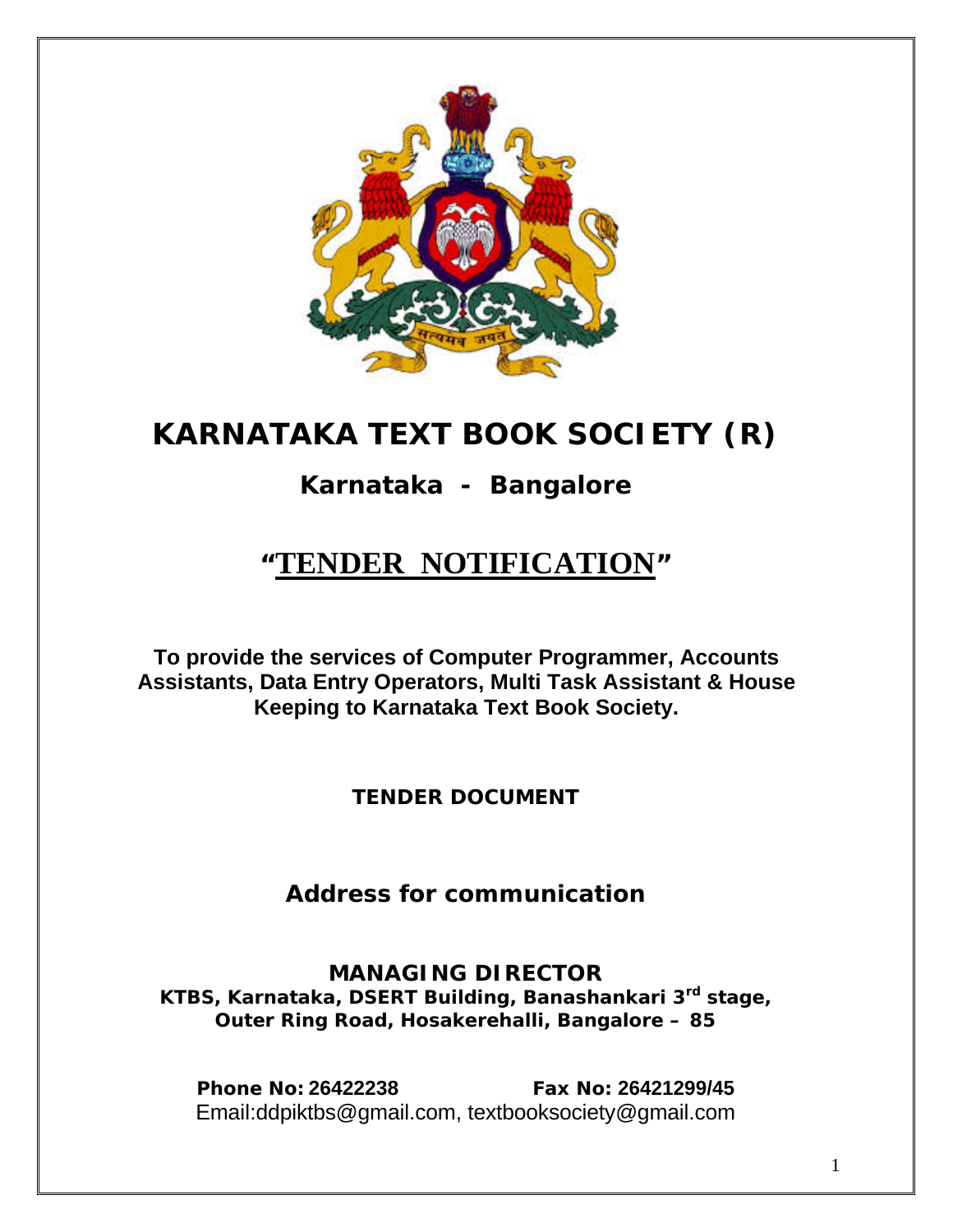# KARNATAKA TEXT BOOK SOCIETY (R)

## Karnataka - Bangalore

# "TENDER NOTIFICATION"

**To provide the services of Computer Programmer, Accounts Assistants, Data Entry Operators, Multi Task Assistant & House Keeping to Karnataka Text Book Society.**

**TENDER DOCUMENT**

**Address for communication**

**MANAGING DIRECTOR**
**KTBS, Karnataka, DSERT Building, Banashankari 3rd stage, Outer Ring Road, Hosakerehalli, Bangalore – 85**

**Phone No: 26422238** **Fax No: 26421299/45**
Email:ddpiktbs@gmail.com, textbooksociety@gmail.com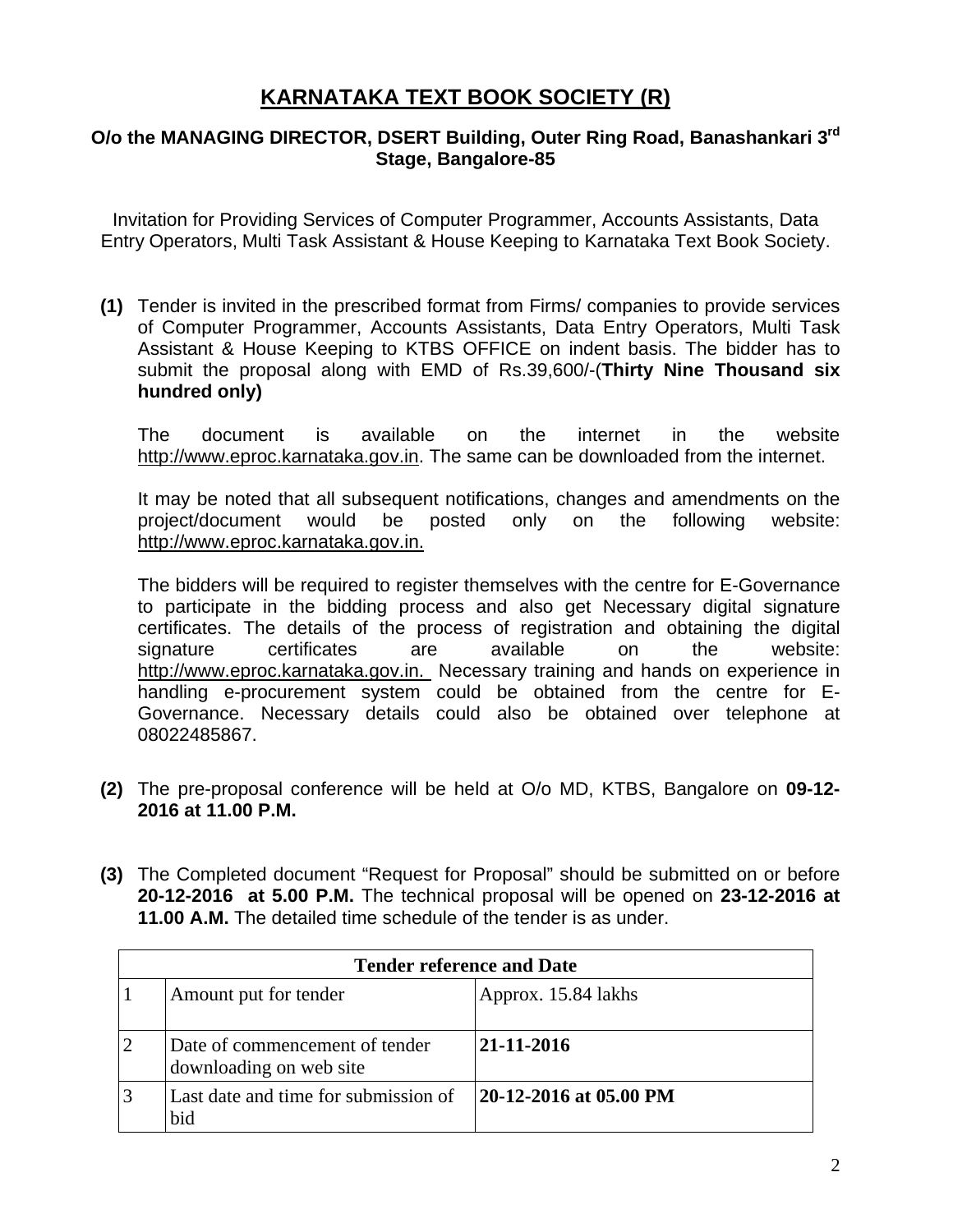# KARNATAKA TEXT BOOK SOCIETY (R)

**O/o the MANAGING DIRECTOR, DSERT Building, Outer Ring Road, Banashankari 3rd Stage, Bangalore-85**

Invitation for Providing Services of Computer Programmer, Accounts Assistants, Data Entry Operators, Multi Task Assistant & House Keeping to Karnataka Text Book Society.

**(1)** Tender is invited in the prescribed format from Firms/ companies to provide services of Computer Programmer, Accounts Assistants, Data Entry Operators, Multi Task Assistant & House Keeping to KTBS OFFICE on indent basis. The bidder has to submit the proposal along with EMD of Rs.39,600/-(**Thirty Nine Thousand six hundred only)**

The document is available on the internet in the website http://www.eproc.karnataka.gov.in. The same can be downloaded from the internet.

It may be noted that all subsequent notifications, changes and amendments on the project/document would be posted only on the following website: http://www.eproc.karnataka.gov.in.

The bidders will be required to register themselves with the centre for E-Governance to participate in the bidding process and also get Necessary digital signature certificates. The details of the process of registration and obtaining the digital signature certificates are available on the website: http://www.eproc.karnataka.gov.in. Necessary training and hands on experience in handling e-procurement system could be obtained from the centre for E-Governance. Necessary details could also be obtained over telephone at 08022485867.

**(2)** The pre-proposal conference will be held at O/o MD, KTBS, Bangalore on **09-12-2016 at 11.00 P.M.**

**(3)** The Completed document "Request for Proposal" should be submitted on or before **20-12-2016 at 5.00 P.M.** The technical proposal will be opened on **23-12-2016 at 11.00 A.M.** The detailed time schedule of the tender is as under.

| **Tender reference and Date** | | |
|---|---|---|
| 1 | Amount put for tender | Approx. 15.84 lakhs |
| 2 | Date of commencement of tender downloading on web site | **21-11-2016** |
| 3 | Last date and time for submission of bid | **20-12-2016 at 05.00 PM** |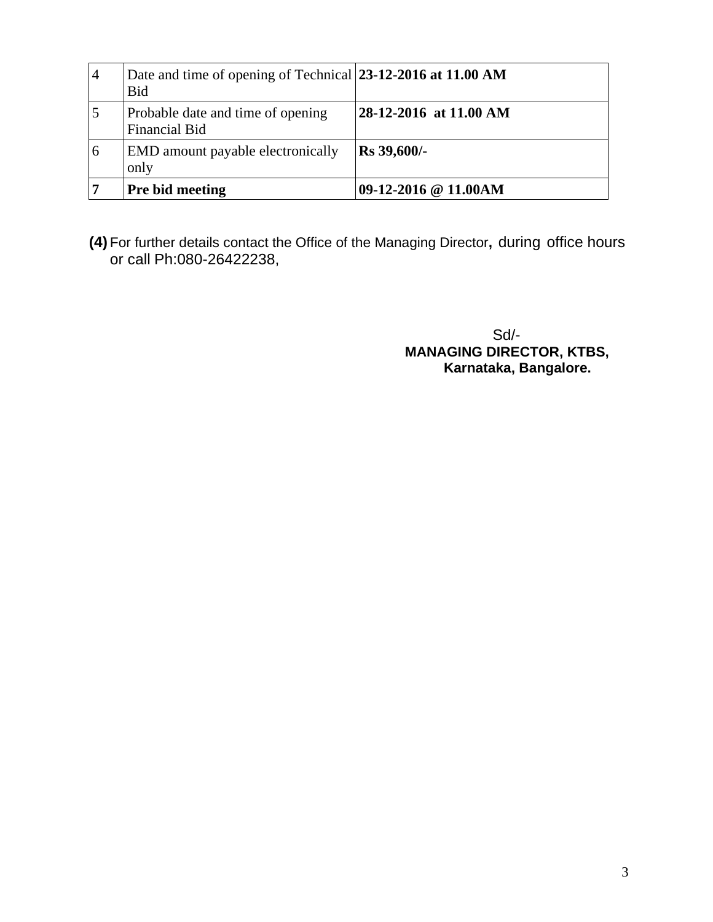| 4 | Date and time of opening of Technical Bid | **23-12-2016 at 11.00 AM** |
|---|---|---|
| 5 | Probable date and time of opening Financial Bid | **28-12-2016 at 11.00 AM** |
| 6 | EMD amount payable electronically only | **Rs 39,600/-** |
| **7** | **Pre bid meeting** | **09-12-2016 @ 11.00AM** |

**(4)** For further details contact the Office of the Managing Director, during office hours or call Ph:080-26422238,

Sd/-
**MANAGING DIRECTOR, KTBS,**
**Karnataka, Bangalore.**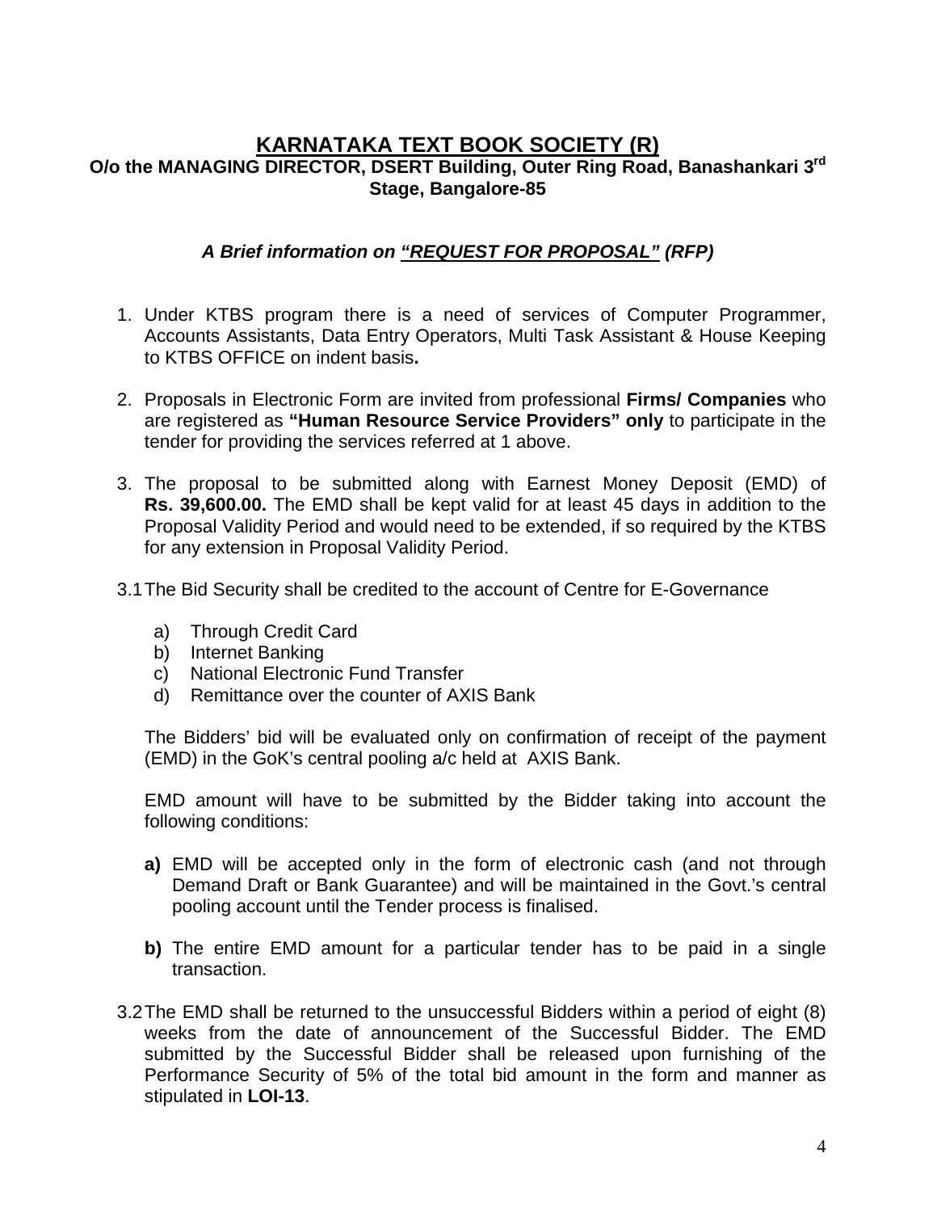# KARNATAKA TEXT BOOK SOCIETY (R)

**O/o the MANAGING DIRECTOR, DSERT Building, Outer Ring Road, Banashankari 3rd Stage, Bangalore-85**

***A Brief information on "REQUEST FOR PROPOSAL" (RFP)***

1. Under KTBS program there is a need of services of Computer Programmer, Accounts Assistants, Data Entry Operators, Multi Task Assistant & House Keeping to KTBS OFFICE on indent basis**.**

2. Proposals in Electronic Form are invited from professional **Firms/ Companies** who are registered as **"Human Resource Service Providers" only** to participate in the tender for providing the services referred at 1 above.

3. The proposal to be submitted along with Earnest Money Deposit (EMD) of **Rs. 39,600.00.** The EMD shall be kept valid for at least 45 days in addition to the Proposal Validity Period and would need to be extended, if so required by the KTBS for any extension in Proposal Validity Period.

3.1 The Bid Security shall be credited to the account of Centre for E-Governance

   a) Through Credit Card
   b) Internet Banking
   c) National Electronic Fund Transfer
   d) Remittance over the counter of AXIS Bank

   The Bidders' bid will be evaluated only on confirmation of receipt of the payment (EMD) in the GoK's central pooling a/c held at AXIS Bank.

   EMD amount will have to be submitted by the Bidder taking into account the following conditions:

   **a)** EMD will be accepted only in the form of electronic cash (and not through Demand Draft or Bank Guarantee) and will be maintained in the Govt.'s central pooling account until the Tender process is finalised.

   **b)** The entire EMD amount for a particular tender has to be paid in a single transaction.

3.2 The EMD shall be returned to the unsuccessful Bidders within a period of eight (8) weeks from the date of announcement of the Successful Bidder. The EMD submitted by the Successful Bidder shall be released upon furnishing of the Performance Security of 5% of the total bid amount in the form and manner as stipulated in **LOI-13**.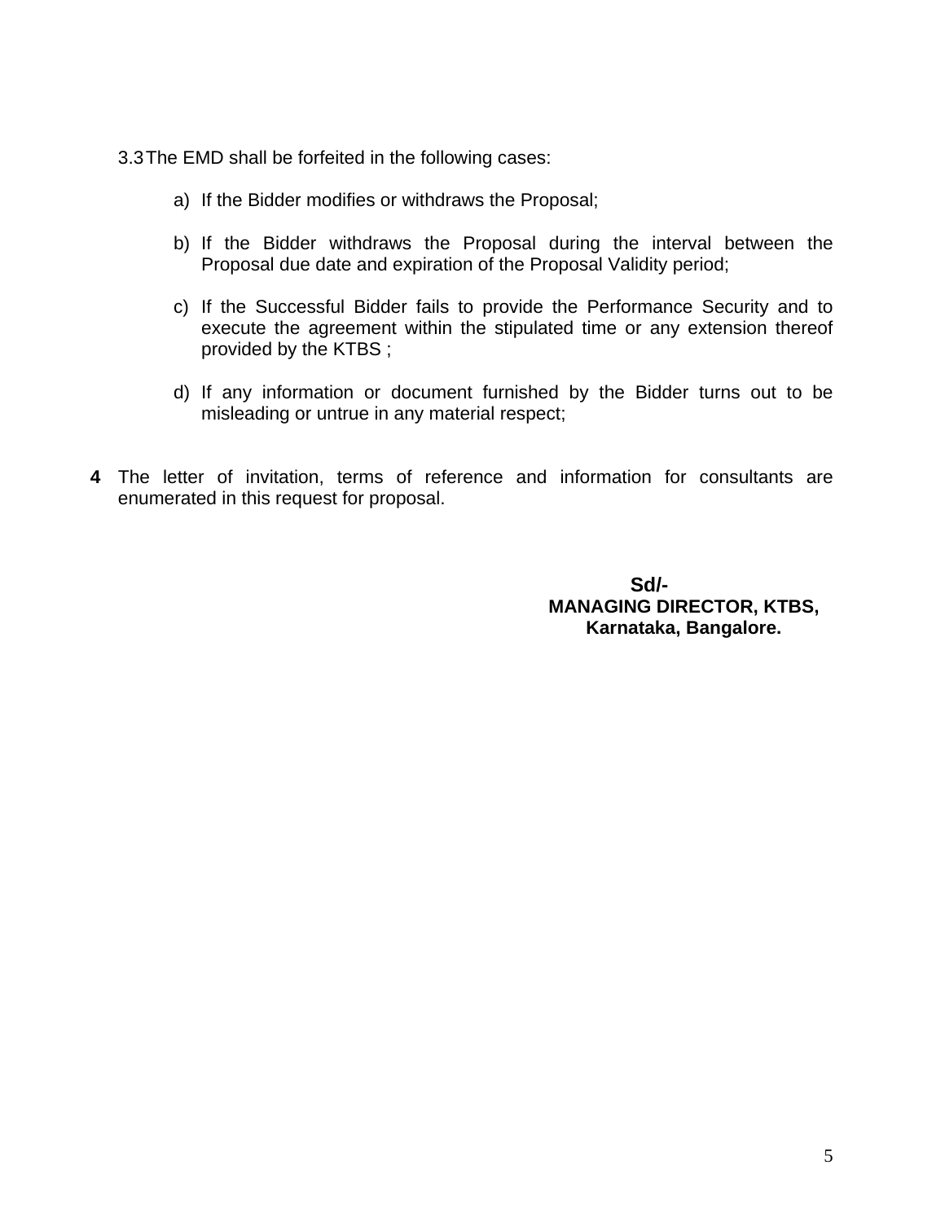3.3 The EMD shall be forfeited in the following cases:

a) If the Bidder modifies or withdraws the Proposal;

b) If the Bidder withdraws the Proposal during the interval between the Proposal due date and expiration of the Proposal Validity period;

c) If the Successful Bidder fails to provide the Performance Security and to execute the agreement within the stipulated time or any extension thereof provided by the KTBS ;

d) If any information or document furnished by the Bidder turns out to be misleading or untrue in any material respect;

**4** The letter of invitation, terms of reference and information for consultants are enumerated in this request for proposal.

**Sd/-**
**MANAGING DIRECTOR, KTBS,**
**Karnataka, Bangalore.**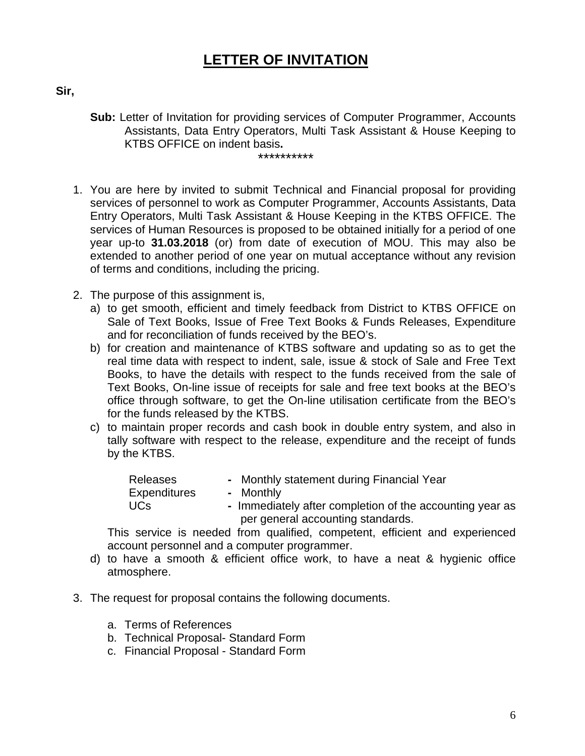# LETTER OF INVITATION

**Sir,**

**Sub:** Letter of Invitation for providing services of Computer Programmer, Accounts Assistants, Data Entry Operators, Multi Task Assistant & House Keeping to KTBS OFFICE on indent basis**.**

**********

1. You are here by invited to submit Technical and Financial proposal for providing services of personnel to work as Computer Programmer, Accounts Assistants, Data Entry Operators, Multi Task Assistant & House Keeping in the KTBS OFFICE. The services of Human Resources is proposed to be obtained initially for a period of one year up-to **31.03.2018** (or) from date of execution of MOU. This may also be extended to another period of one year on mutual acceptance without any revision of terms and conditions, including the pricing.

2. The purpose of this assignment is,
   a) to get smooth, efficient and timely feedback from District to KTBS OFFICE on Sale of Text Books, Issue of Free Text Books & Funds Releases, Expenditure and for reconciliation of funds received by the BEO's.
   b) for creation and maintenance of KTBS software and updating so as to get the real time data with respect to indent, sale, issue & stock of Sale and Free Text Books, to have the details with respect to the funds received from the sale of Text Books, On-line issue of receipts for sale and free text books at the BEO's office through software, to get the On-line utilisation certificate from the BEO's for the funds released by the KTBS.
   c) to maintain proper records and cash book in double entry system, and also in tally software with respect to the release, expenditure and the receipt of funds by the KTBS.

      Releases **-** Monthly statement during Financial Year
      Expenditures **-** Monthly
      UCs **-** Immediately after completion of the accounting year as per general accounting standards.

      This service is needed from qualified, competent, efficient and experienced account personnel and a computer programmer.
   d) to have a smooth & efficient office work, to have a neat & hygienic office atmosphere.

3. The request for proposal contains the following documents.

   a. Terms of References
   b. Technical Proposal- Standard Form
   c. Financial Proposal - Standard Form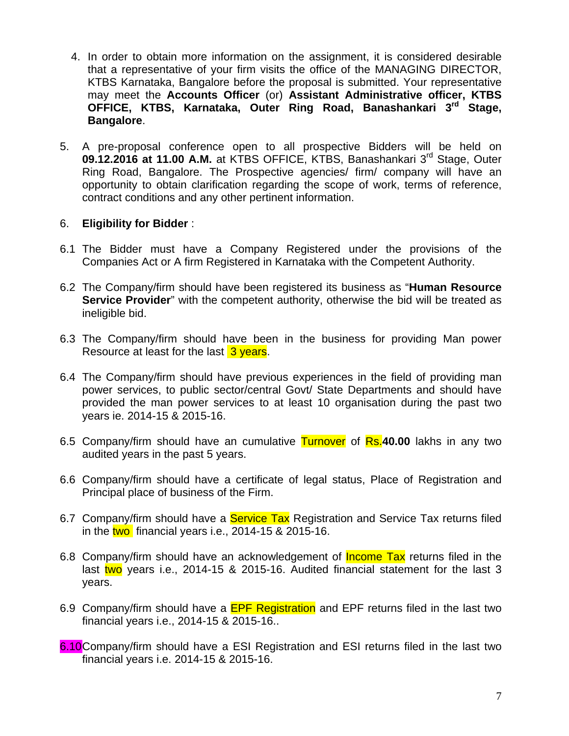4. In order to obtain more information on the assignment, it is considered desirable that a representative of your firm visits the office of the MANAGING DIRECTOR, KTBS Karnataka, Bangalore before the proposal is submitted. Your representative may meet the **Accounts Officer** (or) **Assistant Administrative officer, KTBS OFFICE, KTBS, Karnataka, Outer Ring Road, Banashankari 3rd Stage, Bangalore**.

5. A pre-proposal conference open to all prospective Bidders will be held on **09.12.2016 at 11.00 A.M.** at KTBS OFFICE, KTBS, Banashankari 3rd Stage, Outer Ring Road, Bangalore. The Prospective agencies/ firm/ company will have an opportunity to obtain clarification regarding the scope of work, terms of reference, contract conditions and any other pertinent information.

6. **Eligibility for Bidder** :

6.1 The Bidder must have a Company Registered under the provisions of the Companies Act or A firm Registered in Karnataka with the Competent Authority.

6.2 The Company/firm should have been registered its business as "**Human Resource Service Provider**" with the competent authority, otherwise the bid will be treated as ineligible bid.

6.3 The Company/firm should have been in the business for providing Man power Resource at least for the last 3 years.

6.4 The Company/firm should have previous experiences in the field of providing man power services, to public sector/central Govt/ State Departments and should have provided the man power services to at least 10 organisation during the past two years ie. 2014-15 & 2015-16.

6.5 Company/firm should have an cumulative Turnover of Rs.**40.00** lakhs in any two audited years in the past 5 years.

6.6 Company/firm should have a certificate of legal status, Place of Registration and Principal place of business of the Firm.

6.7 Company/firm should have a Service Tax Registration and Service Tax returns filed in the two financial years i.e., 2014-15 & 2015-16.

6.8 Company/firm should have an acknowledgement of Income Tax returns filed in the last two years i.e., 2014-15 & 2015-16. Audited financial statement for the last 3 years.

6.9 Company/firm should have a EPF Registration and EPF returns filed in the last two financial years i.e., 2014-15 & 2015-16..

6.10 Company/firm should have a ESI Registration and ESI returns filed in the last two financial years i.e. 2014-15 & 2015-16.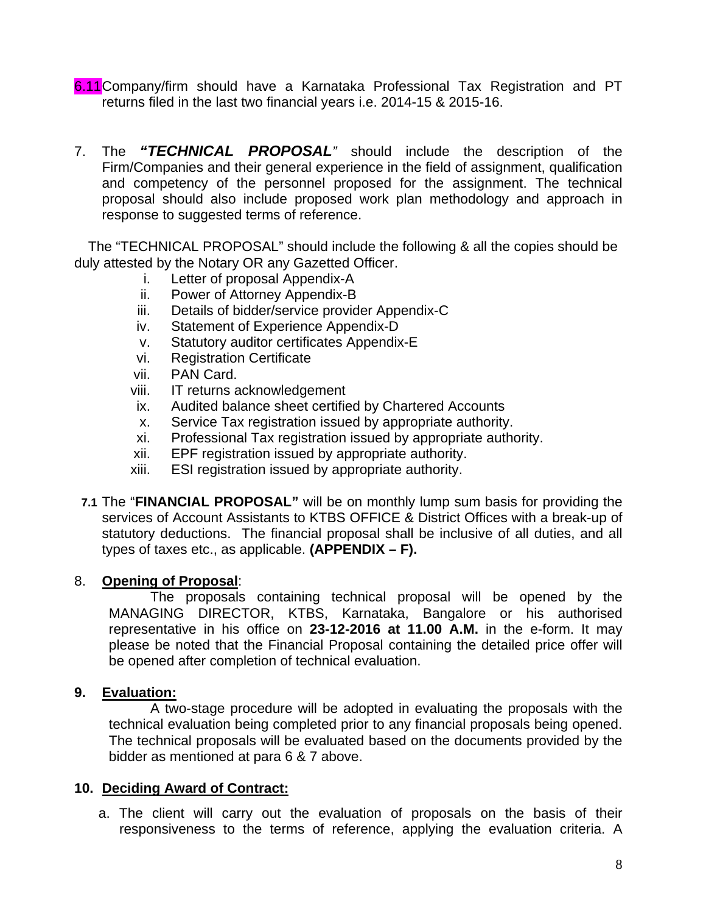6.11 Company/firm should have a Karnataka Professional Tax Registration and PT returns filed in the last two financial years i.e. 2014-15 & 2015-16.

7. The ***"TECHNICAL PROPOSAL"*** should include the description of the Firm/Companies and their general experience in the field of assignment, qualification and competency of the personnel proposed for the assignment. The technical proposal should also include proposed work plan methodology and approach in response to suggested terms of reference.

The "TECHNICAL PROPOSAL" should include the following & all the copies should be duly attested by the Notary OR any Gazetted Officer.

i. Letter of proposal Appendix-A
ii. Power of Attorney Appendix-B
iii. Details of bidder/service provider Appendix-C
iv. Statement of Experience Appendix-D
v. Statutory auditor certificates Appendix-E
vi. Registration Certificate
vii. PAN Card.
viii. IT returns acknowledgement
ix. Audited balance sheet certified by Chartered Accounts
x. Service Tax registration issued by appropriate authority.
xi. Professional Tax registration issued by appropriate authority.
xii. EPF registration issued by appropriate authority.
xiii. ESI registration issued by appropriate authority.

**7.1** The "**FINANCIAL PROPOSAL"** will be on monthly lump sum basis for providing the services of Account Assistants to KTBS OFFICE & District Offices with a break-up of statutory deductions. The financial proposal shall be inclusive of all duties, and all types of taxes etc., as applicable. **(APPENDIX – F).**

8. **Opening of Proposal**:

The proposals containing technical proposal will be opened by the MANAGING DIRECTOR, KTBS, Karnataka, Bangalore or his authorised representative in his office on **23-12-2016 at 11.00 A.M.** in the e-form. It may please be noted that the Financial Proposal containing the detailed price offer will be opened after completion of technical evaluation.

**9. Evaluation:**

A two-stage procedure will be adopted in evaluating the proposals with the technical evaluation being completed prior to any financial proposals being opened. The technical proposals will be evaluated based on the documents provided by the bidder as mentioned at para 6 & 7 above.

**10. Deciding Award of Contract:**

a. The client will carry out the evaluation of proposals on the basis of their responsiveness to the terms of reference, applying the evaluation criteria. A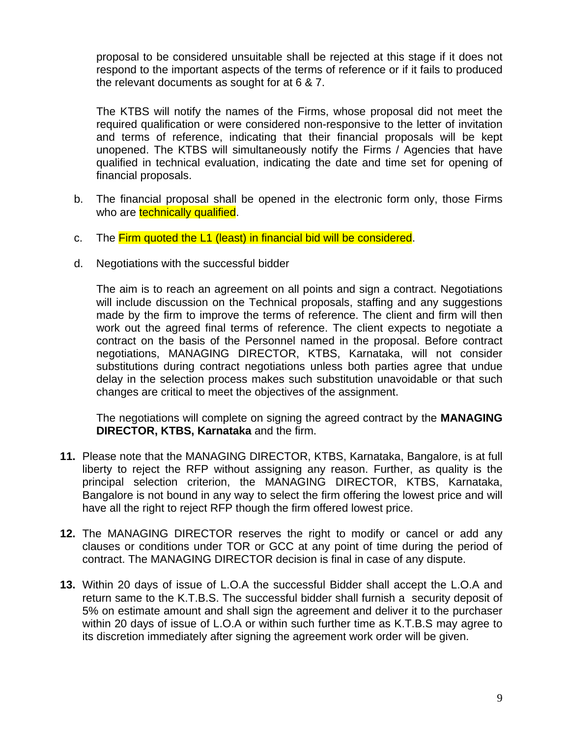proposal to be considered unsuitable shall be rejected at this stage if it does not respond to the important aspects of the terms of reference or if it fails to produced the relevant documents as sought for at 6 & 7.

The KTBS will notify the names of the Firms, whose proposal did not meet the required qualification or were considered non-responsive to the letter of invitation and terms of reference, indicating that their financial proposals will be kept unopened. The KTBS will simultaneously notify the Firms / Agencies that have qualified in technical evaluation, indicating the date and time set for opening of financial proposals.

b. The financial proposal shall be opened in the electronic form only, those Firms who are technically qualified.

c. The Firm quoted the L1 (least) in financial bid will be considered.

d. Negotiations with the successful bidder

   The aim is to reach an agreement on all points and sign a contract. Negotiations will include discussion on the Technical proposals, staffing and any suggestions made by the firm to improve the terms of reference. The client and firm will then work out the agreed final terms of reference. The client expects to negotiate a contract on the basis of the Personnel named in the proposal. Before contract negotiations, MANAGING DIRECTOR, KTBS, Karnataka, will not consider substitutions during contract negotiations unless both parties agree that undue delay in the selection process makes such substitution unavoidable or that such changes are critical to meet the objectives of the assignment.

   The negotiations will complete on signing the agreed contract by the **MANAGING DIRECTOR, KTBS, Karnataka** and the firm.

**11.** Please note that the MANAGING DIRECTOR, KTBS, Karnataka, Bangalore, is at full liberty to reject the RFP without assigning any reason. Further, as quality is the principal selection criterion, the MANAGING DIRECTOR, KTBS, Karnataka, Bangalore is not bound in any way to select the firm offering the lowest price and will have all the right to reject RFP though the firm offered lowest price.

**12.** The MANAGING DIRECTOR reserves the right to modify or cancel or add any clauses or conditions under TOR or GCC at any point of time during the period of contract. The MANAGING DIRECTOR decision is final in case of any dispute.

**13.** Within 20 days of issue of L.O.A the successful Bidder shall accept the L.O.A and return same to the K.T.B.S. The successful bidder shall furnish a security deposit of 5% on estimate amount and shall sign the agreement and deliver it to the purchaser within 20 days of issue of L.O.A or within such further time as K.T.B.S may agree to its discretion immediately after signing the agreement work order will be given.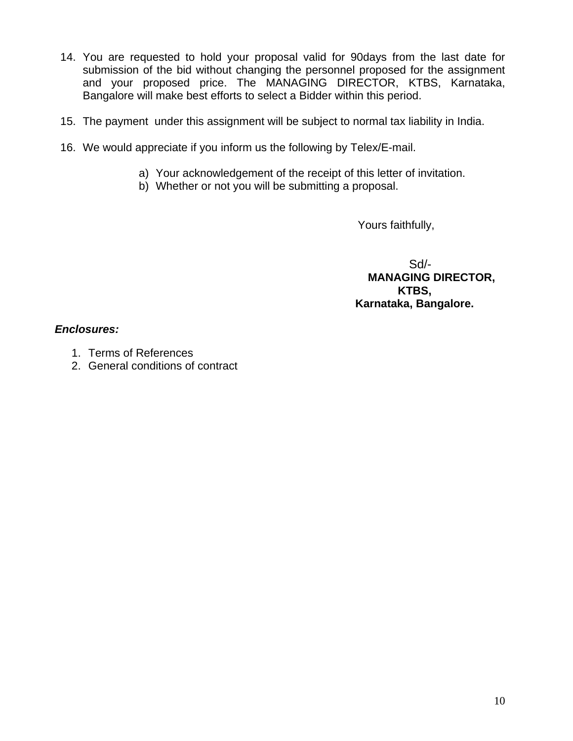14. You are requested to hold your proposal valid for 90days from the last date for submission of the bid without changing the personnel proposed for the assignment and your proposed price. The MANAGING DIRECTOR, KTBS, Karnataka, Bangalore will make best efforts to select a Bidder within this period.

15. The payment under this assignment will be subject to normal tax liability in India.

16. We would appreciate if you inform us the following by Telex/E-mail.

    a) Your acknowledgement of the receipt of this letter of invitation.
    b) Whether or not you will be submitting a proposal.

Yours faithfully,

Sd/-
**MANAGING DIRECTOR,**
**KTBS,**
**Karnataka, Bangalore.**

***Enclosures:***

1. Terms of References
2. General conditions of contract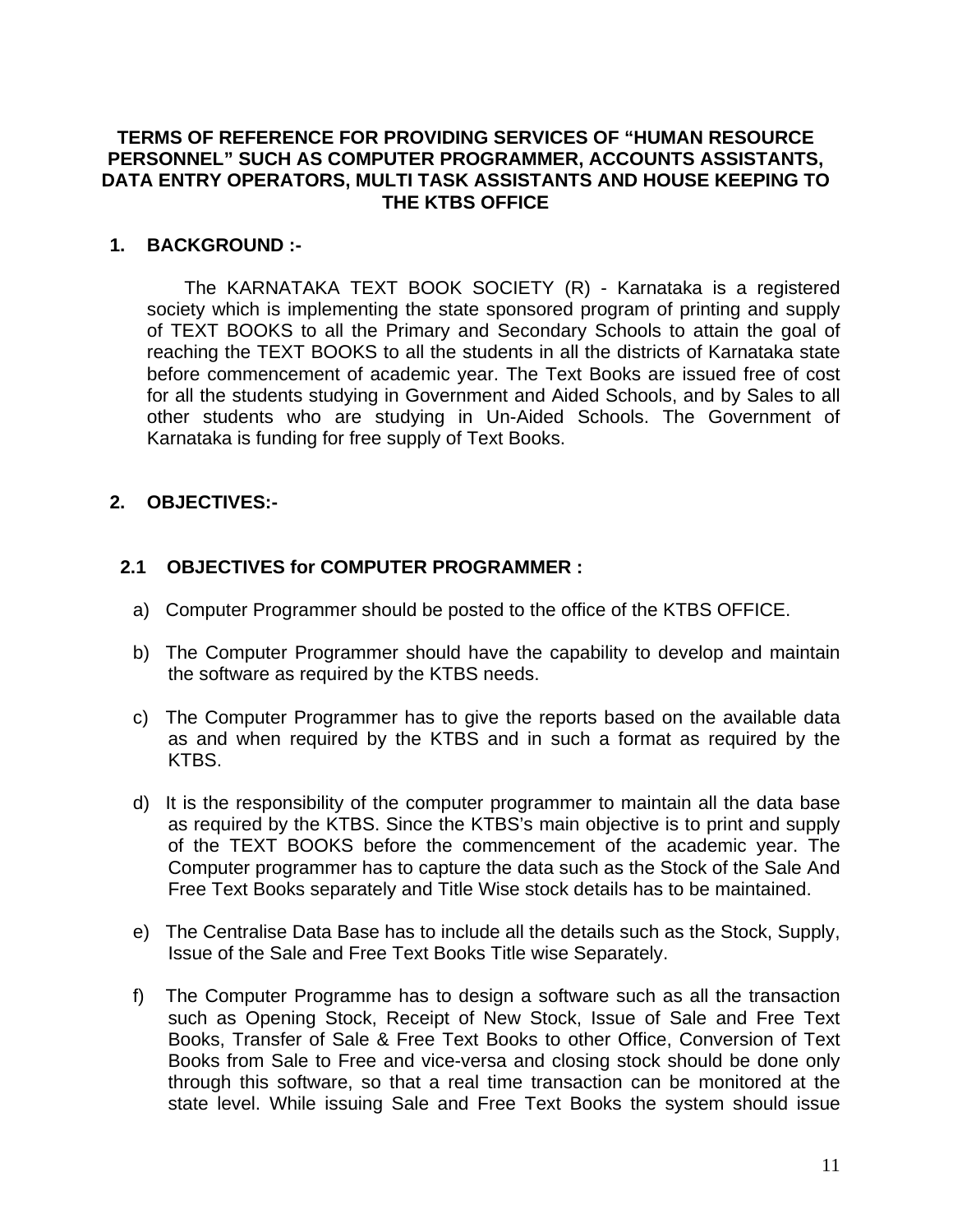**TERMS OF REFERENCE FOR PROVIDING SERVICES OF "HUMAN RESOURCE PERSONNEL" SUCH AS COMPUTER PROGRAMMER, ACCOUNTS ASSISTANTS, DATA ENTRY OPERATORS, MULTI TASK ASSISTANTS AND HOUSE KEEPING TO THE KTBS OFFICE**

## 1. BACKGROUND :-

The KARNATAKA TEXT BOOK SOCIETY (R) - Karnataka is a registered society which is implementing the state sponsored program of printing and supply of TEXT BOOKS to all the Primary and Secondary Schools to attain the goal of reaching the TEXT BOOKS to all the students in all the districts of Karnataka state before commencement of academic year. The Text Books are issued free of cost for all the students studying in Government and Aided Schools, and by Sales to all other students who are studying in Un-Aided Schools. The Government of Karnataka is funding for free supply of Text Books.

## 2. OBJECTIVES:-

### 2.1 OBJECTIVES for COMPUTER PROGRAMMER :

a) Computer Programmer should be posted to the office of the KTBS OFFICE.

b) The Computer Programmer should have the capability to develop and maintain the software as required by the KTBS needs.

c) The Computer Programmer has to give the reports based on the available data as and when required by the KTBS and in such a format as required by the KTBS.

d) It is the responsibility of the computer programmer to maintain all the data base as required by the KTBS. Since the KTBS's main objective is to print and supply of the TEXT BOOKS before the commencement of the academic year. The Computer programmer has to capture the data such as the Stock of the Sale And Free Text Books separately and Title Wise stock details has to be maintained.

e) The Centralise Data Base has to include all the details such as the Stock, Supply, Issue of the Sale and Free Text Books Title wise Separately.

f) The Computer Programme has to design a software such as all the transaction such as Opening Stock, Receipt of New Stock, Issue of Sale and Free Text Books, Transfer of Sale & Free Text Books to other Office, Conversion of Text Books from Sale to Free and vice-versa and closing stock should be done only through this software, so that a real time transaction can be monitored at the state level. While issuing Sale and Free Text Books the system should issue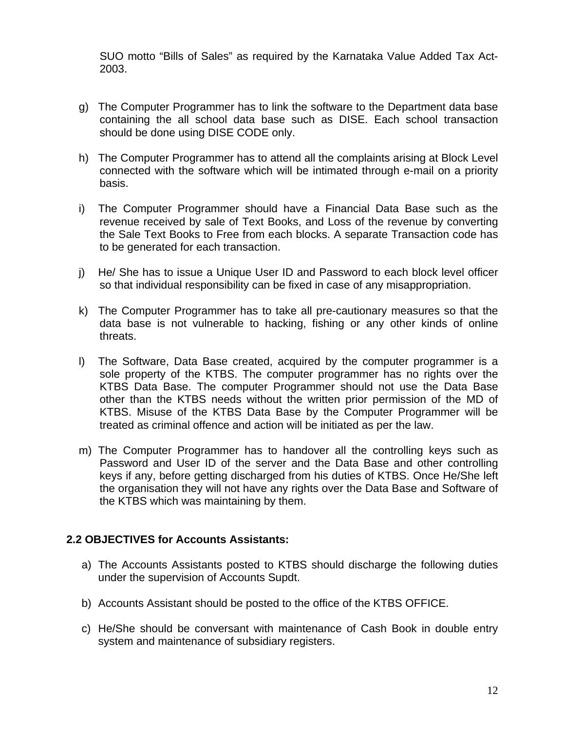SUO motto “Bills of Sales” as required by the Karnataka Value Added Tax Act-2003.

g) The Computer Programmer has to link the software to the Department data base containing the all school data base such as DISE. Each school transaction should be done using DISE CODE only.

h) The Computer Programmer has to attend all the complaints arising at Block Level connected with the software which will be intimated through e-mail on a priority basis.

i) The Computer Programmer should have a Financial Data Base such as the revenue received by sale of Text Books, and Loss of the revenue by converting the Sale Text Books to Free from each blocks. A separate Transaction code has to be generated for each transaction.

j) He/ She has to issue a Unique User ID and Password to each block level officer so that individual responsibility can be fixed in case of any misappropriation.

k) The Computer Programmer has to take all pre-cautionary measures so that the data base is not vulnerable to hacking, fishing or any other kinds of online threats.

l) The Software, Data Base created, acquired by the computer programmer is a sole property of the KTBS. The computer programmer has no rights over the KTBS Data Base. The computer Programmer should not use the Data Base other than the KTBS needs without the written prior permission of the MD of KTBS. Misuse of the KTBS Data Base by the Computer Programmer will be treated as criminal offence and action will be initiated as per the law.

m) The Computer Programmer has to handover all the controlling keys such as Password and User ID of the server and the Data Base and other controlling keys if any, before getting discharged from his duties of KTBS. Once He/She left the organisation they will not have any rights over the Data Base and Software of the KTBS which was maintaining by them.

## 2.2 OBJECTIVES for Accounts Assistants:

a) The Accounts Assistants posted to KTBS should discharge the following duties under the supervision of Accounts Supdt.

b) Accounts Assistant should be posted to the office of the KTBS OFFICE.

c) He/She should be conversant with maintenance of Cash Book in double entry system and maintenance of subsidiary registers.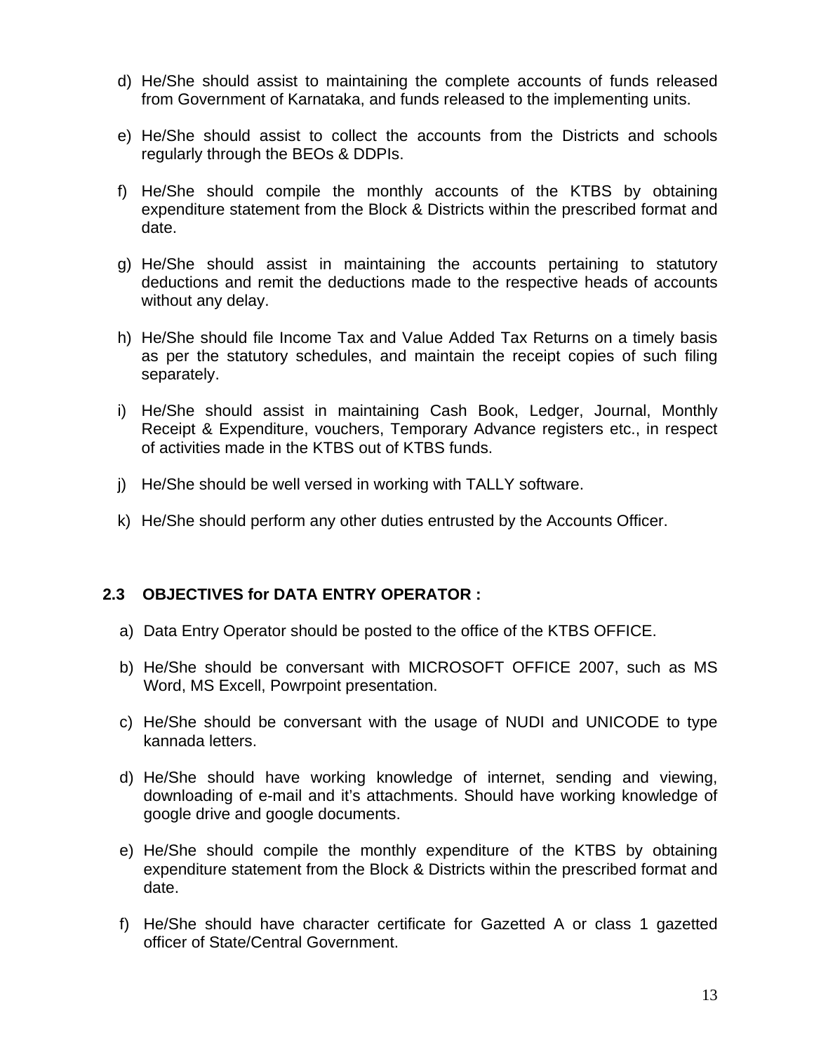d) He/She should assist to maintaining the complete accounts of funds released from Government of Karnataka, and funds released to the implementing units.

e) He/She should assist to collect the accounts from the Districts and schools regularly through the BEOs & DDPIs.

f) He/She should compile the monthly accounts of the KTBS by obtaining expenditure statement from the Block & Districts within the prescribed format and date.

g) He/She should assist in maintaining the accounts pertaining to statutory deductions and remit the deductions made to the respective heads of accounts without any delay.

h) He/She should file Income Tax and Value Added Tax Returns on a timely basis as per the statutory schedules, and maintain the receipt copies of such filing separately.

i) He/She should assist in maintaining Cash Book, Ledger, Journal, Monthly Receipt & Expenditure, vouchers, Temporary Advance registers etc., in respect of activities made in the KTBS out of KTBS funds.

j) He/She should be well versed in working with TALLY software.

k) He/She should perform any other duties entrusted by the Accounts Officer.

### 2.3 OBJECTIVES for DATA ENTRY OPERATOR :

a) Data Entry Operator should be posted to the office of the KTBS OFFICE.

b) He/She should be conversant with MICROSOFT OFFICE 2007, such as MS Word, MS Excell, Powrpoint presentation.

c) He/She should be conversant with the usage of NUDI and UNICODE to type kannada letters.

d) He/She should have working knowledge of internet, sending and viewing, downloading of e-mail and it's attachments. Should have working knowledge of google drive and google documents.

e) He/She should compile the monthly expenditure of the KTBS by obtaining expenditure statement from the Block & Districts within the prescribed format and date.

f) He/She should have character certificate for Gazetted A or class 1 gazetted officer of State/Central Government.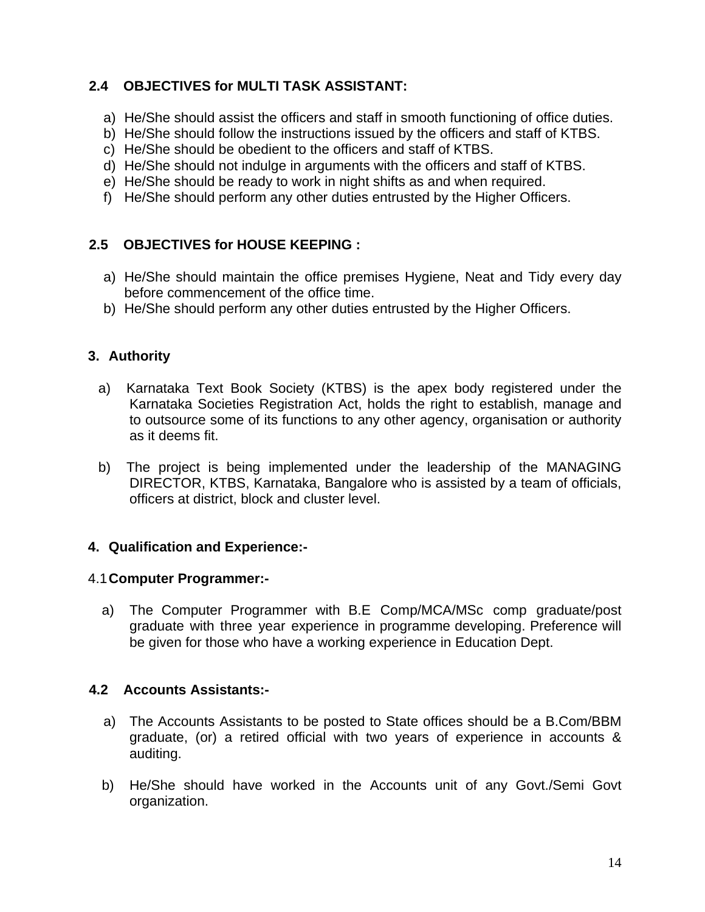### 2.4 OBJECTIVES for MULTI TASK ASSISTANT:

a) He/She should assist the officers and staff in smooth functioning of office duties.
b) He/She should follow the instructions issued by the officers and staff of KTBS.
c) He/She should be obedient to the officers and staff of KTBS.
d) He/She should not indulge in arguments with the officers and staff of KTBS.
e) He/She should be ready to work in night shifts as and when required.
f) He/She should perform any other duties entrusted by the Higher Officers.

### 2.5 OBJECTIVES for HOUSE KEEPING :

a) He/She should maintain the office premises Hygiene, Neat and Tidy every day before commencement of the office time.
b) He/She should perform any other duties entrusted by the Higher Officers.

## 3. Authority

a) Karnataka Text Book Society (KTBS) is the apex body registered under the Karnataka Societies Registration Act, holds the right to establish, manage and to outsource some of its functions to any other agency, organisation or authority as it deems fit.

b) The project is being implemented under the leadership of the MANAGING DIRECTOR, KTBS, Karnataka, Bangalore who is assisted by a team of officials, officers at district, block and cluster level.

## 4. Qualification and Experience:-

### 4.1 Computer Programmer:-

a) The Computer Programmer with B.E Comp/MCA/MSc comp graduate/post graduate with three year experience in programme developing. Preference will be given for those who have a working experience in Education Dept.

### 4.2 Accounts Assistants:-

a) The Accounts Assistants to be posted to State offices should be a B.Com/BBM graduate, (or) a retired official with two years of experience in accounts & auditing.

b) He/She should have worked in the Accounts unit of any Govt./Semi Govt organization.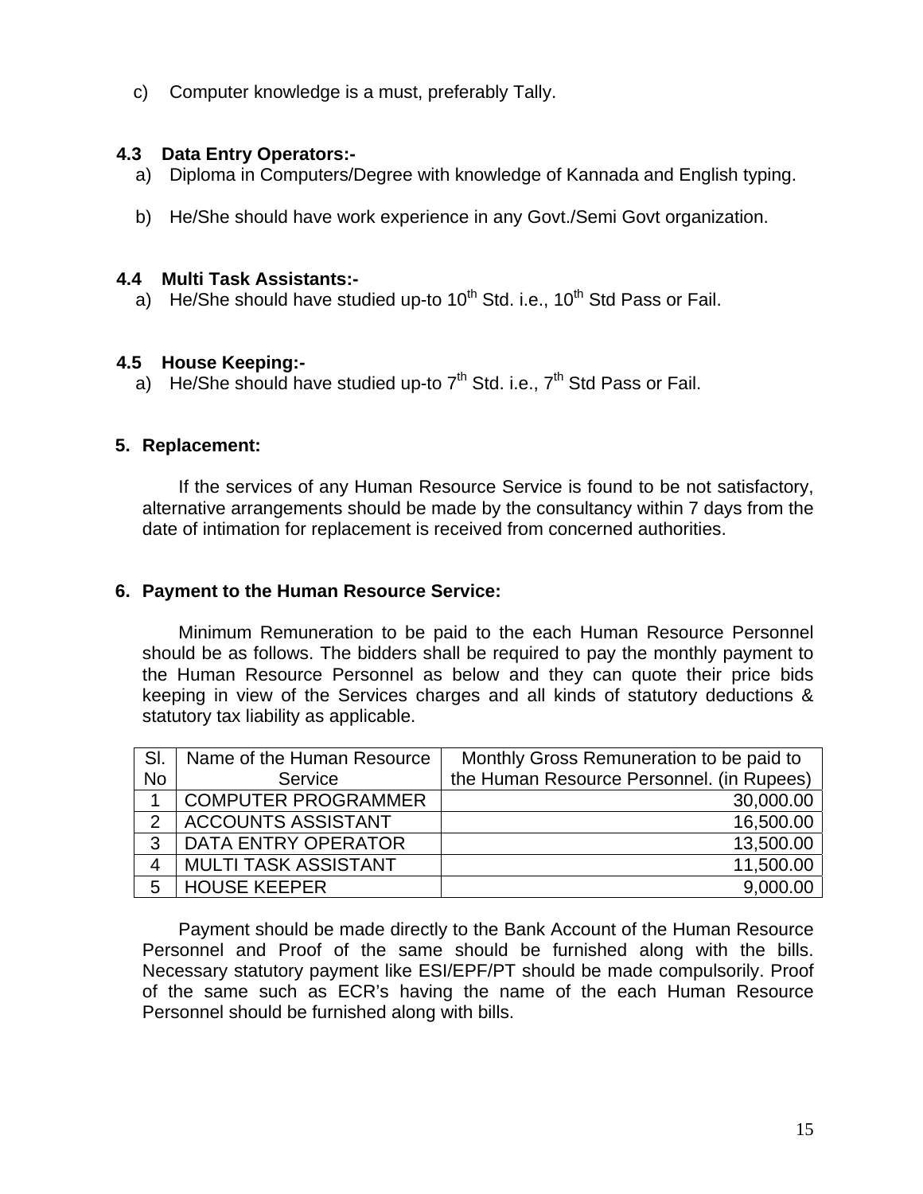c) Computer knowledge is a must, preferably Tally.

### 4.3 Data Entry Operators:-

a) Diploma in Computers/Degree with knowledge of Kannada and English typing.

b) He/She should have work experience in any Govt./Semi Govt organization.

### 4.4 Multi Task Assistants:-

a) He/She should have studied up-to 10th Std. i.e., 10th Std Pass or Fail.

### 4.5 House Keeping:-

a) He/She should have studied up-to 7th Std. i.e., 7th Std Pass or Fail.

## 5. Replacement:

If the services of any Human Resource Service is found to be not satisfactory, alternative arrangements should be made by the consultancy within 7 days from the date of intimation for replacement is received from concerned authorities.

## 6. Payment to the Human Resource Service:

Minimum Remuneration to be paid to the each Human Resource Personnel should be as follows. The bidders shall be required to pay the monthly payment to the Human Resource Personnel as below and they can quote their price bids keeping in view of the Services charges and all kinds of statutory deductions & statutory tax liability as applicable.

| Sl. No | Name of the Human Resource Service | Monthly Gross Remuneration to be paid to the Human Resource Personnel. (in Rupees) |
|---|---|---|
| 1 | COMPUTER PROGRAMMER | 30,000.00 |
| 2 | ACCOUNTS ASSISTANT | 16,500.00 |
| 3 | DATA ENTRY OPERATOR | 13,500.00 |
| 4 | MULTI TASK ASSISTANT | 11,500.00 |
| 5 | HOUSE KEEPER | 9,000.00 |

Payment should be made directly to the Bank Account of the Human Resource Personnel and Proof of the same should be furnished along with the bills. Necessary statutory payment like ESI/EPF/PT should be made compulsorily. Proof of the same such as ECR's having the name of the each Human Resource Personnel should be furnished along with bills.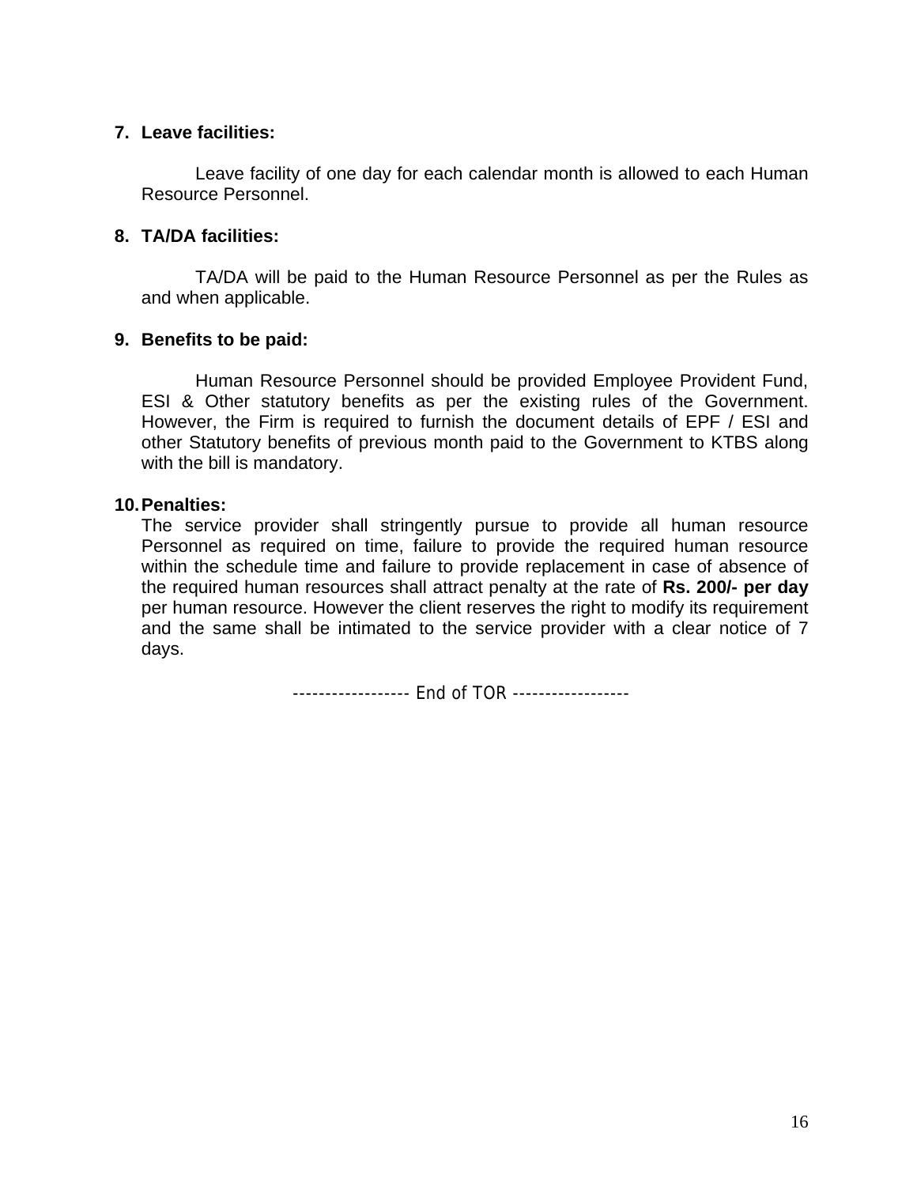**7. Leave facilities:**

Leave facility of one day for each calendar month is allowed to each Human Resource Personnel.

**8. TA/DA facilities:**

TA/DA will be paid to the Human Resource Personnel as per the Rules as and when applicable.

**9. Benefits to be paid:**

Human Resource Personnel should be provided Employee Provident Fund, ESI & Other statutory benefits as per the existing rules of the Government. However, the Firm is required to furnish the document details of EPF / ESI and other Statutory benefits of previous month paid to the Government to KTBS along with the bill is mandatory.

**10. Penalties:**

The service provider shall stringently pursue to provide all human resource Personnel as required on time, failure to provide the required human resource within the schedule time and failure to provide replacement in case of absence of the required human resources shall attract penalty at the rate of **Rs. 200/- per day** per human resource. However the client reserves the right to modify its requirement and the same shall be intimated to the service provider with a clear notice of 7 days.

------------------ End of TOR ------------------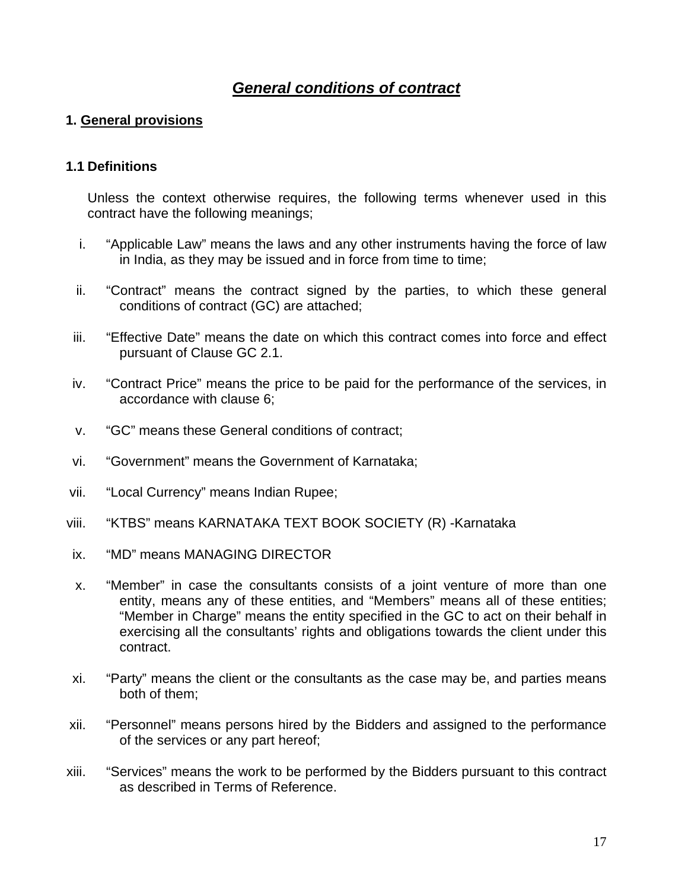# ***General conditions of contract***

## 1. General provisions

### 1.1 Definitions

Unless the context otherwise requires, the following terms whenever used in this contract have the following meanings;

i. “Applicable Law” means the laws and any other instruments having the force of law in India, as they may be issued and in force from time to time;

ii. “Contract” means the contract signed by the parties, to which these general conditions of contract (GC) are attached;

iii. “Effective Date” means the date on which this contract comes into force and effect pursuant of Clause GC 2.1.

iv. “Contract Price” means the price to be paid for the performance of the services, in accordance with clause 6;

v. “GC” means these General conditions of contract;

vi. “Government” means the Government of Karnataka;

vii. “Local Currency” means Indian Rupee;

viii. “KTBS” means KARNATAKA TEXT BOOK SOCIETY (R) -Karnataka

ix. “MD” means MANAGING DIRECTOR

x. “Member” in case the consultants consists of a joint venture of more than one entity, means any of these entities, and “Members” means all of these entities; “Member in Charge” means the entity specified in the GC to act on their behalf in exercising all the consultants’ rights and obligations towards the client under this contract.

xi. “Party” means the client or the consultants as the case may be, and parties means both of them;

xii. “Personnel” means persons hired by the Bidders and assigned to the performance of the services or any part hereof;

xiii. “Services” means the work to be performed by the Bidders pursuant to this contract as described in Terms of Reference.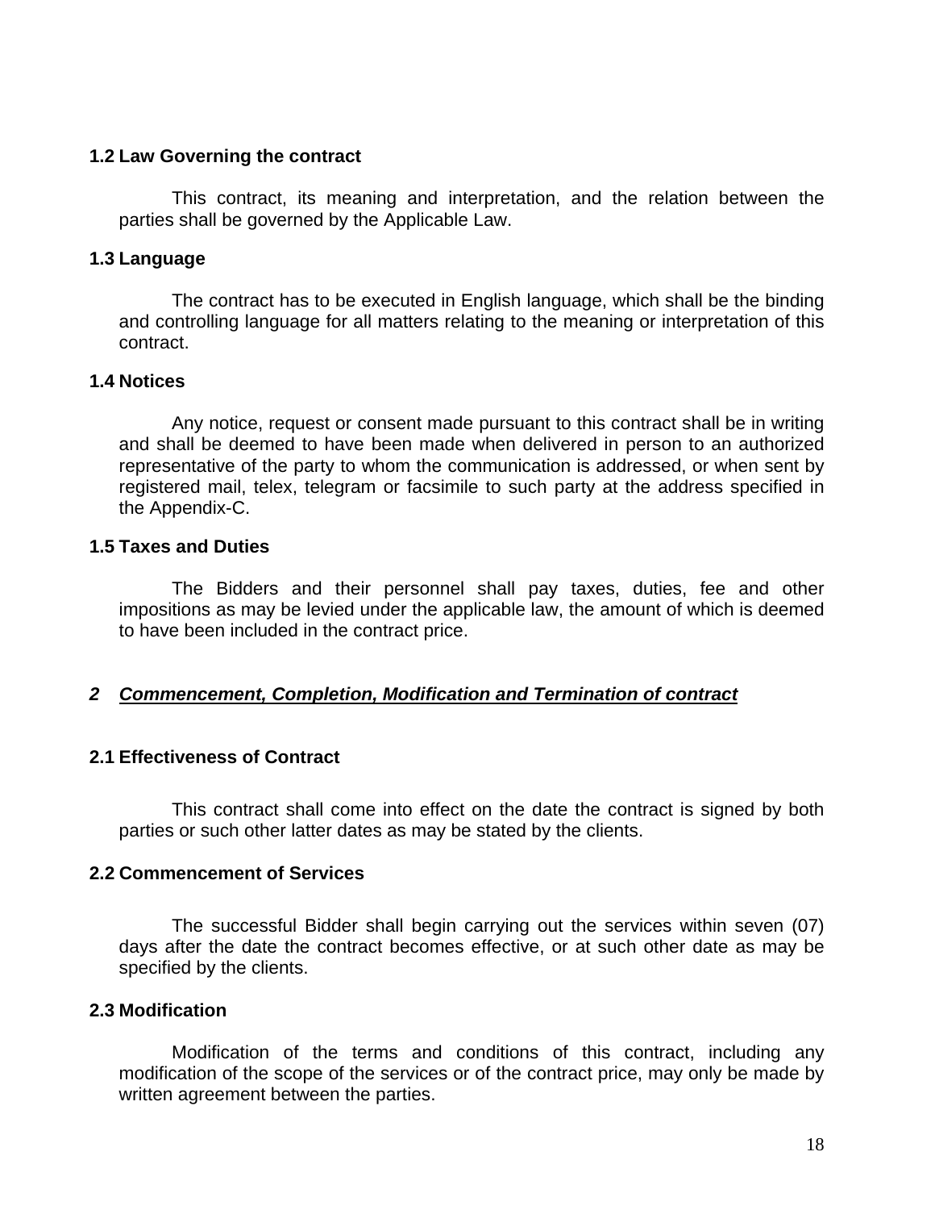### 1.2 Law Governing the contract

This contract, its meaning and interpretation, and the relation between the parties shall be governed by the Applicable Law.

### 1.3 Language

The contract has to be executed in English language, which shall be the binding and controlling language for all matters relating to the meaning or interpretation of this contract.

### 1.4 Notices

Any notice, request or consent made pursuant to this contract shall be in writing and shall be deemed to have been made when delivered in person to an authorized representative of the party to whom the communication is addressed, or when sent by registered mail, telex, telegram or facsimile to such party at the address specified in the Appendix-C.

### 1.5 Taxes and Duties

The Bidders and their personnel shall pay taxes, duties, fee and other impositions as may be levied under the applicable law, the amount of which is deemed to have been included in the contract price.

## 2 ***Commencement, Completion, Modification and Termination of contract***

### 2.1 Effectiveness of Contract

This contract shall come into effect on the date the contract is signed by both parties or such other latter dates as may be stated by the clients.

### 2.2 Commencement of Services

The successful Bidder shall begin carrying out the services within seven (07) days after the date the contract becomes effective, or at such other date as may be specified by the clients.

### 2.3 Modification

Modification of the terms and conditions of this contract, including any modification of the scope of the services or of the contract price, may only be made by written agreement between the parties.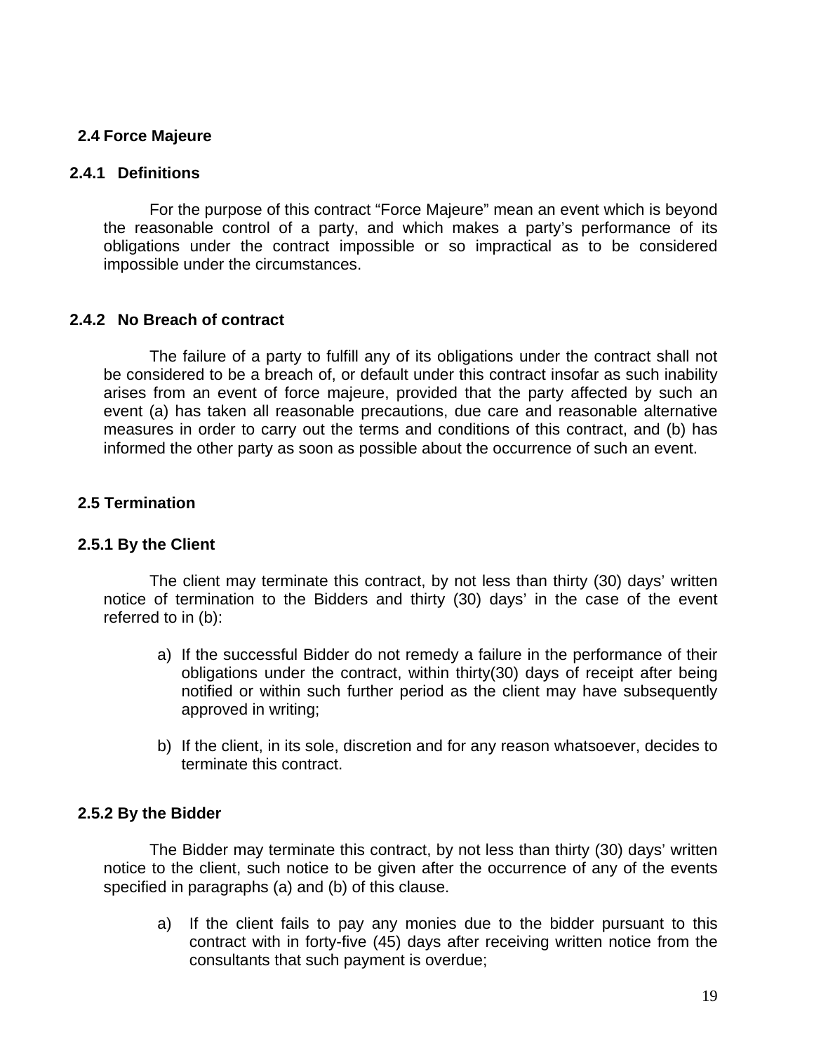## 2.4 Force Majeure

### 2.4.1 Definitions

For the purpose of this contract "Force Majeure" mean an event which is beyond the reasonable control of a party, and which makes a party's performance of its obligations under the contract impossible or so impractical as to be considered impossible under the circumstances.

### 2.4.2 No Breach of contract

The failure of a party to fulfill any of its obligations under the contract shall not be considered to be a breach of, or default under this contract insofar as such inability arises from an event of force majeure, provided that the party affected by such an event (a) has taken all reasonable precautions, due care and reasonable alternative measures in order to carry out the terms and conditions of this contract, and (b) has informed the other party as soon as possible about the occurrence of such an event.

## 2.5 Termination

### 2.5.1 By the Client

The client may terminate this contract, by not less than thirty (30) days' written notice of termination to the Bidders and thirty (30) days' in the case of the event referred to in (b):

a) If the successful Bidder do not remedy a failure in the performance of their obligations under the contract, within thirty(30) days of receipt after being notified or within such further period as the client may have subsequently approved in writing;

b) If the client, in its sole, discretion and for any reason whatsoever, decides to terminate this contract.

### 2.5.2 By the Bidder

The Bidder may terminate this contract, by not less than thirty (30) days' written notice to the client, such notice to be given after the occurrence of any of the events specified in paragraphs (a) and (b) of this clause.

a) If the client fails to pay any monies due to the bidder pursuant to this contract with in forty-five (45) days after receiving written notice from the consultants that such payment is overdue;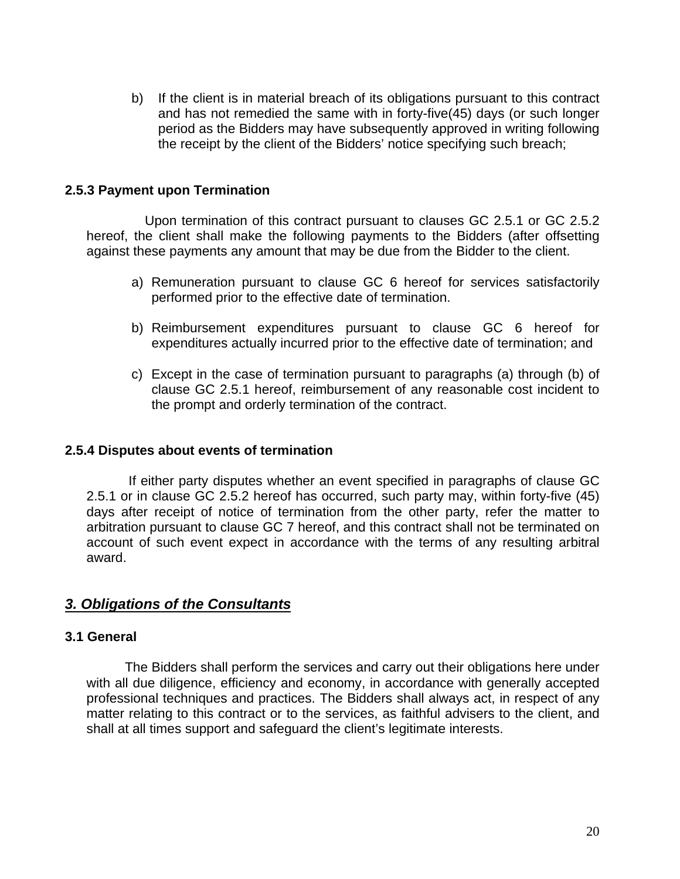b) If the client is in material breach of its obligations pursuant to this contract and has not remedied the same with in forty-five(45) days (or such longer period as the Bidders may have subsequently approved in writing following the receipt by the client of the Bidders' notice specifying such breach;

**2.5.3 Payment upon Termination**

Upon termination of this contract pursuant to clauses GC 2.5.1 or GC 2.5.2 hereof, the client shall make the following payments to the Bidders (after offsetting against these payments any amount that may be due from the Bidder to the client.

a) Remuneration pursuant to clause GC 6 hereof for services satisfactorily performed prior to the effective date of termination.

b) Reimbursement expenditures pursuant to clause GC 6 hereof for expenditures actually incurred prior to the effective date of termination; and

c) Except in the case of termination pursuant to paragraphs (a) through (b) of clause GC 2.5.1 hereof, reimbursement of any reasonable cost incident to the prompt and orderly termination of the contract.

**2.5.4 Disputes about events of termination**

If either party disputes whether an event specified in paragraphs of clause GC 2.5.1 or in clause GC 2.5.2 hereof has occurred, such party may, within forty-five (45) days after receipt of notice of termination from the other party, refer the matter to arbitration pursuant to clause GC 7 hereof, and this contract shall not be terminated on account of such event expect in accordance with the terms of any resulting arbitral award.

## ***3. Obligations of the Consultants***

**3.1 General**

The Bidders shall perform the services and carry out their obligations here under with all due diligence, efficiency and economy, in accordance with generally accepted professional techniques and practices. The Bidders shall always act, in respect of any matter relating to this contract or to the services, as faithful advisers to the client, and shall at all times support and safeguard the client's legitimate interests.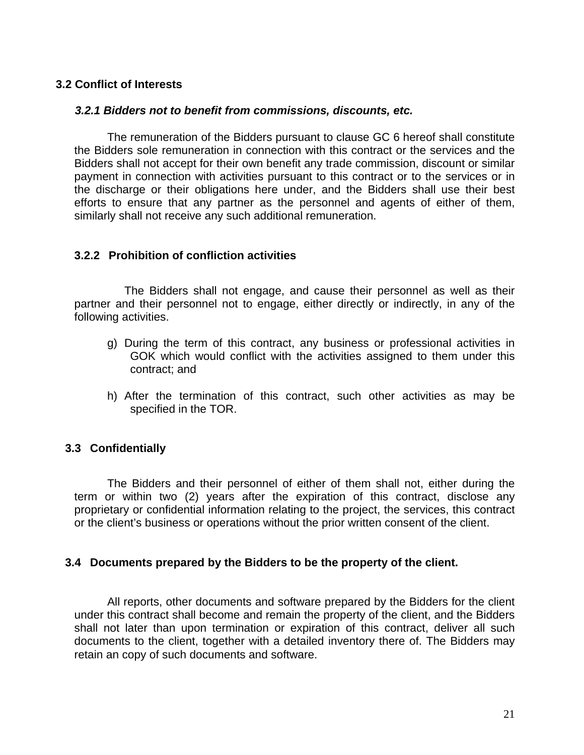### 3.2 Conflict of Interests

#### *3.2.1 Bidders not to benefit from commissions, discounts, etc.*

The remuneration of the Bidders pursuant to clause GC 6 hereof shall constitute the Bidders sole remuneration in connection with this contract or the services and the Bidders shall not accept for their own benefit any trade commission, discount or similar payment in connection with activities pursuant to this contract or to the services or in the discharge or their obligations here under, and the Bidders shall use their best efforts to ensure that any partner as the personnel and agents of either of them, similarly shall not receive any such additional remuneration.

#### 3.2.2 Prohibition of confliction activities

The Bidders shall not engage, and cause their personnel as well as their partner and their personnel not to engage, either directly or indirectly, in any of the following activities.

g) During the term of this contract, any business or professional activities in GOK which would conflict with the activities assigned to them under this contract; and

h) After the termination of this contract, such other activities as may be specified in the TOR.

### 3.3 Confidentially

The Bidders and their personnel of either of them shall not, either during the term or within two (2) years after the expiration of this contract, disclose any proprietary or confidential information relating to the project, the services, this contract or the client's business or operations without the prior written consent of the client.

### 3.4 Documents prepared by the Bidders to be the property of the client.

All reports, other documents and software prepared by the Bidders for the client under this contract shall become and remain the property of the client, and the Bidders shall not later than upon termination or expiration of this contract, deliver all such documents to the client, together with a detailed inventory there of. The Bidders may retain an copy of such documents and software.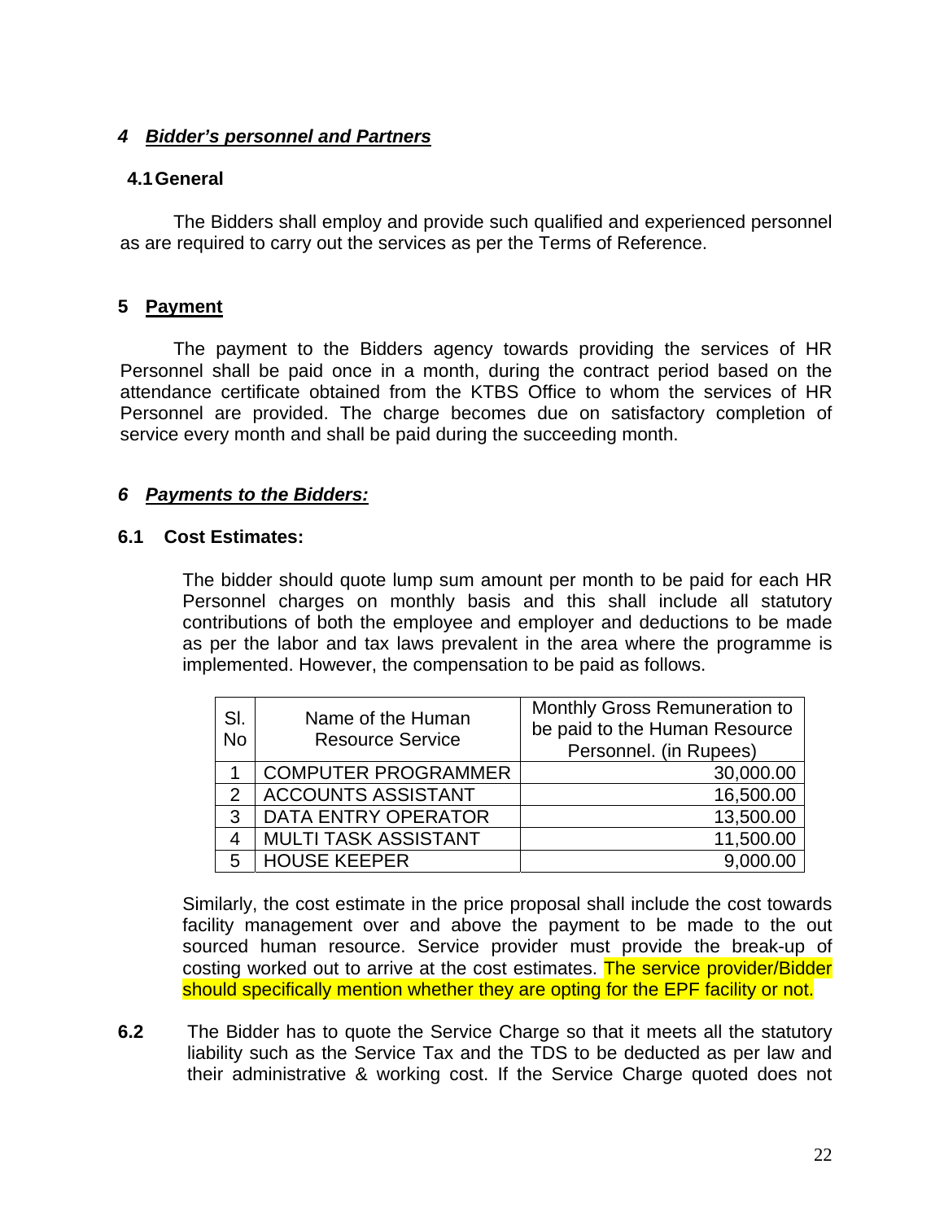## *4 Bidder's personnel and Partners*

### 4.1 General

The Bidders shall employ and provide such qualified and experienced personnel as are required to carry out the services as per the Terms of Reference.

## 5 Payment

The payment to the Bidders agency towards providing the services of HR Personnel shall be paid once in a month, during the contract period based on the attendance certificate obtained from the KTBS Office to whom the services of HR Personnel are provided. The charge becomes due on satisfactory completion of service every month and shall be paid during the succeeding month.

## *6 Payments to the Bidders:*

### 6.1 Cost Estimates:

The bidder should quote lump sum amount per month to be paid for each HR Personnel charges on monthly basis and this shall include all statutory contributions of both the employee and employer and deductions to be made as per the labor and tax laws prevalent in the area where the programme is implemented. However, the compensation to be paid as follows.

| Sl. No | Name of the Human Resource Service | Monthly Gross Remuneration to be paid to the Human Resource Personnel. (in Rupees) |
|---|---|---|
| 1 | COMPUTER PROGRAMMER | 30,000.00 |
| 2 | ACCOUNTS ASSISTANT | 16,500.00 |
| 3 | DATA ENTRY OPERATOR | 13,500.00 |
| 4 | MULTI TASK ASSISTANT | 11,500.00 |
| 5 | HOUSE KEEPER | 9,000.00 |

Similarly, the cost estimate in the price proposal shall include the cost towards facility management over and above the payment to be made to the out sourced human resource. Service provider must provide the break-up of costing worked out to arrive at the cost estimates. The service provider/Bidder should specifically mention whether they are opting for the EPF facility or not.

**6.2** The Bidder has to quote the Service Charge so that it meets all the statutory liability such as the Service Tax and the TDS to be deducted as per law and their administrative & working cost. If the Service Charge quoted does not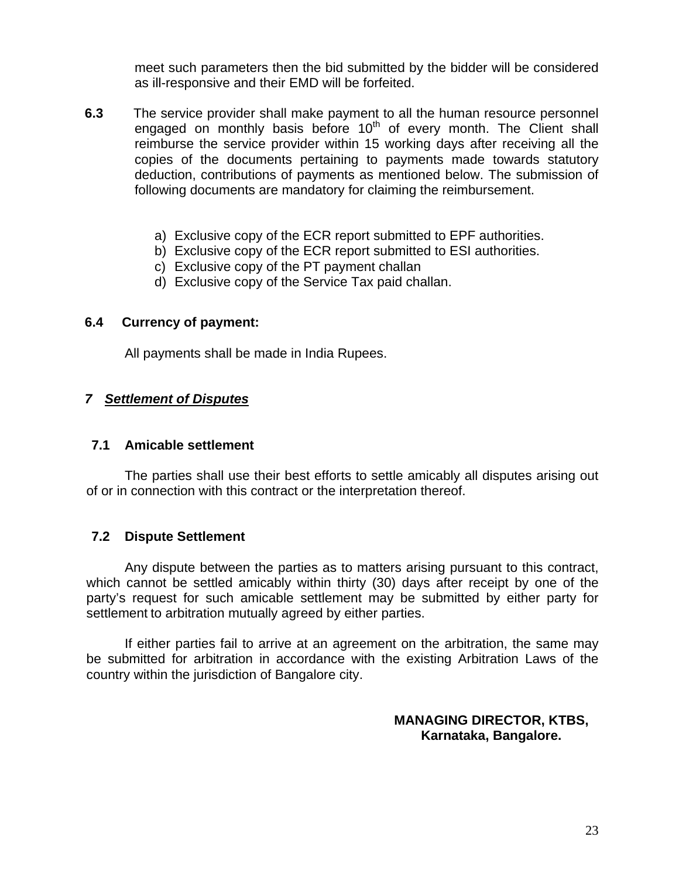meet such parameters then the bid submitted by the bidder will be considered as ill-responsive and their EMD will be forfeited.

**6.3** The service provider shall make payment to all the human resource personnel engaged on monthly basis before 10th of every month. The Client shall reimburse the service provider within 15 working days after receiving all the copies of the documents pertaining to payments made towards statutory deduction, contributions of payments as mentioned below. The submission of following documents are mandatory for claiming the reimbursement.

a) Exclusive copy of the ECR report submitted to EPF authorities.
b) Exclusive copy of the ECR report submitted to ESI authorities.
c) Exclusive copy of the PT payment challan
d) Exclusive copy of the Service Tax paid challan.

**6.4 Currency of payment:**

All payments shall be made in India Rupees.

## ***7 Settlement of Disputes***

### 7.1 Amicable settlement

The parties shall use their best efforts to settle amicably all disputes arising out of or in connection with this contract or the interpretation thereof.

### 7.2 Dispute Settlement

Any dispute between the parties as to matters arising pursuant to this contract, which cannot be settled amicably within thirty (30) days after receipt by one of the party's request for such amicable settlement may be submitted by either party for settlement to arbitration mutually agreed by either parties.

If either parties fail to arrive at an agreement on the arbitration, the same may be submitted for arbitration in accordance with the existing Arbitration Laws of the country within the jurisdiction of Bangalore city.

**MANAGING DIRECTOR, KTBS,**
**Karnataka, Bangalore.**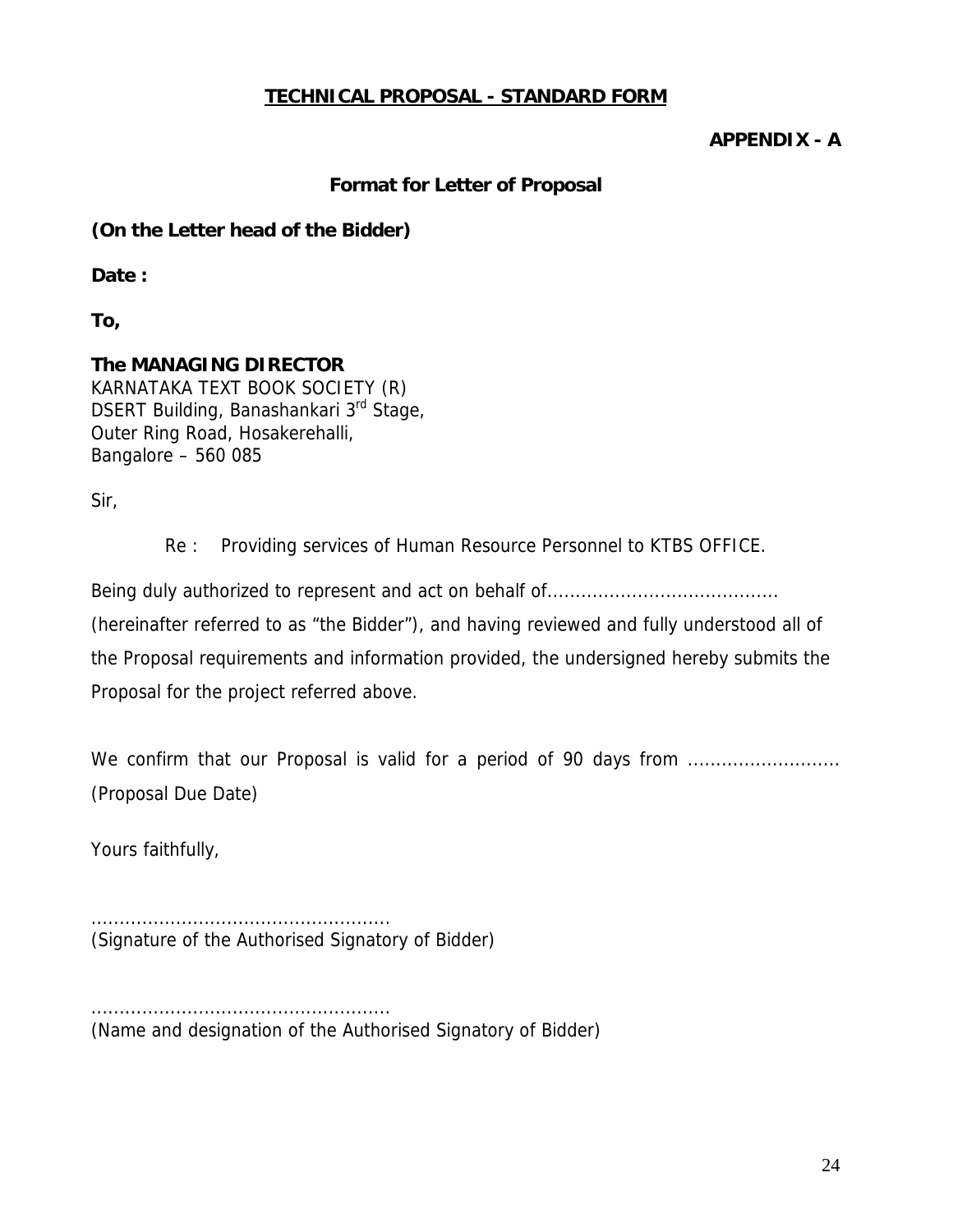## TECHNICAL PROPOSAL - STANDARD FORM

**APPENDIX - A**

### Format for Letter of Proposal

**(On the Letter head of the Bidder)**

**Date :**

**To,**

**The MANAGING DIRECTOR**
KARNATAKA TEXT BOOK SOCIETY (R)
DSERT Building, Banashankari 3rd Stage,
Outer Ring Road, Hosakerehalli,
Bangalore – 560 085

Sir,

Re : Providing services of Human Resource Personnel to KTBS OFFICE.

Being duly authorized to represent and act on behalf of........................................ (hereinafter referred to as "the Bidder"), and having reviewed and fully understood all of the Proposal requirements and information provided, the undersigned hereby submits the Proposal for the project referred above.

We confirm that our Proposal is valid for a period of 90 days from .......................... (Proposal Due Date)

Yours faithfully,

....................................................
(Signature of the Authorised Signatory of Bidder)

....................................................
(Name and designation of the Authorised Signatory of Bidder)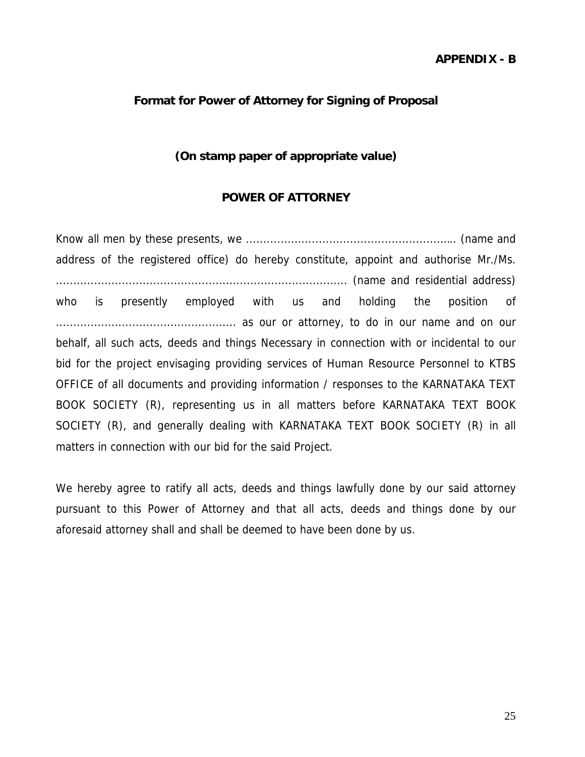**APPENDIX - B**

## Format for Power of Attorney for Signing of Proposal

**(On stamp paper of appropriate value)**

### POWER OF ATTORNEY

Know all men by these presents, we ……………………………………………………… (name and address of the registered office) do hereby constitute, appoint and authorise Mr./Ms. ………………………………………………………………………… (name and residential address) who is presently employed with us and holding the position of …………………………………………… as our or attorney, to do in our name and on our behalf, all such acts, deeds and things Necessary in connection with or incidental to our bid for the project envisaging providing services of Human Resource Personnel to KTBS OFFICE of all documents and providing information / responses to the KARNATAKA TEXT BOOK SOCIETY (R), representing us in all matters before KARNATAKA TEXT BOOK SOCIETY (R), and generally dealing with KARNATAKA TEXT BOOK SOCIETY (R) in all matters in connection with our bid for the said Project.

We hereby agree to ratify all acts, deeds and things lawfully done by our said attorney pursuant to this Power of Attorney and that all acts, deeds and things done by our aforesaid attorney shall and shall be deemed to have been done by us.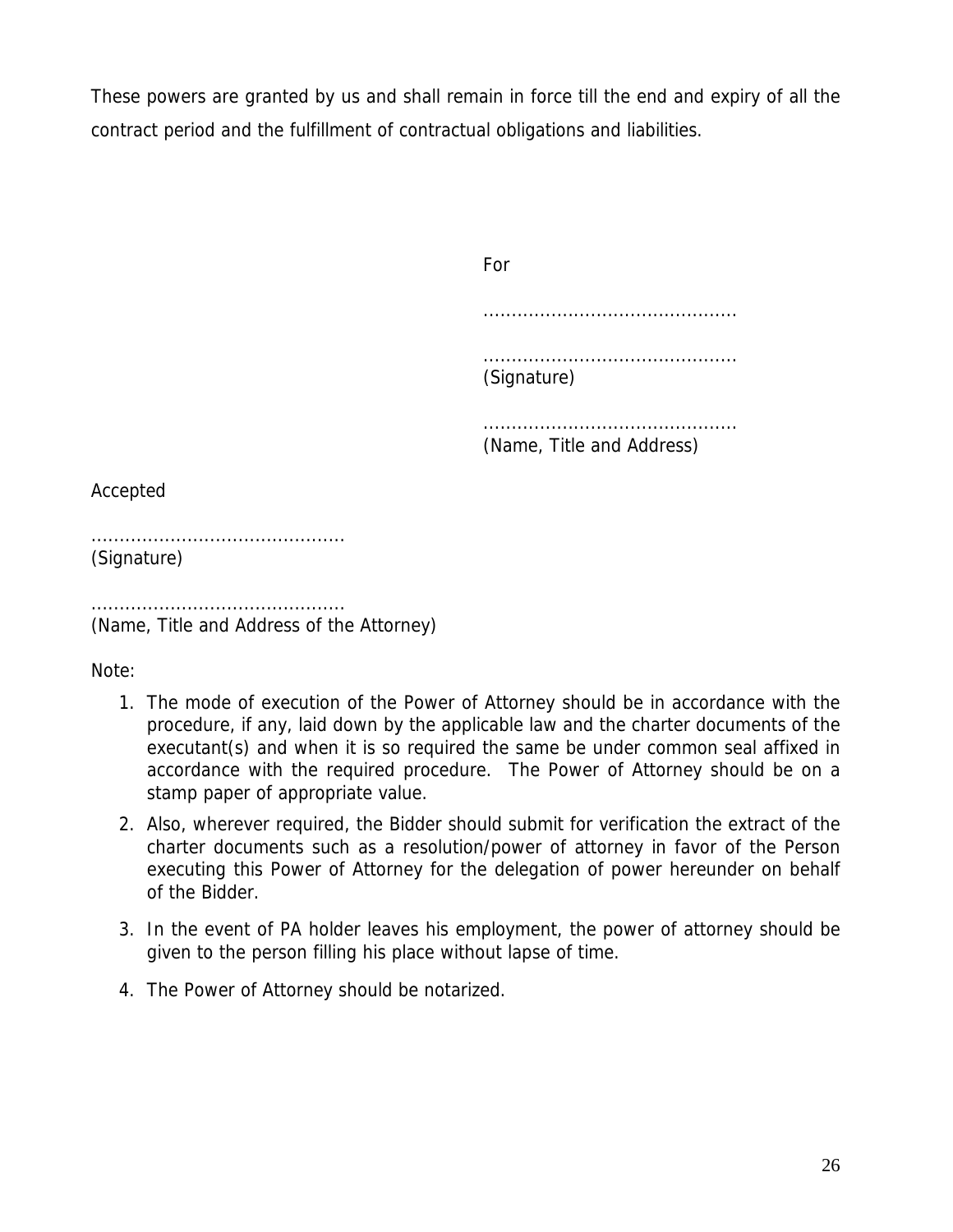These powers are granted by us and shall remain in force till the end and expiry of all the contract period and the fulfillment of contractual obligations and liabilities.

For

……………………………………..

……………………………………..
(Signature)

……………………………………..
(Name, Title and Address)

Accepted

……………………………………..
(Signature)

……………………………………..
(Name, Title and Address of the Attorney)

Note:

1. The mode of execution of the Power of Attorney should be in accordance with the procedure, if any, laid down by the applicable law and the charter documents of the executant(s) and when it is so required the same be under common seal affixed in accordance with the required procedure. The Power of Attorney should be on a stamp paper of appropriate value.
2. Also, wherever required, the Bidder should submit for verification the extract of the charter documents such as a resolution/power of attorney in favor of the Person executing this Power of Attorney for the delegation of power hereunder on behalf of the Bidder.
3. In the event of PA holder leaves his employment, the power of attorney should be given to the person filling his place without lapse of time.
4. The Power of Attorney should be notarized.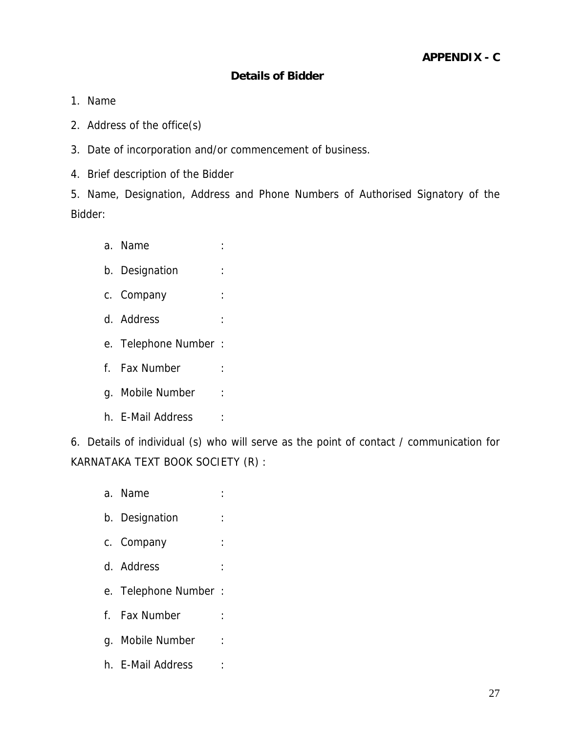**APPENDIX - C**

## Details of Bidder

1. Name
2. Address of the office(s)
3. Date of incorporation and/or commencement of business.
4. Brief description of the Bidder
5. Name, Designation, Address and Phone Numbers of Authorised Signatory of the Bidder:

   a. Name :
   b. Designation :
   c. Company :
   d. Address :
   e. Telephone Number :
   f. Fax Number :
   g. Mobile Number :
   h. E-Mail Address :

6. Details of individual (s) who will serve as the point of contact / communication for KARNATAKA TEXT BOOK SOCIETY (R) :

   a. Name :
   b. Designation :
   c. Company :
   d. Address :
   e. Telephone Number :
   f. Fax Number :
   g. Mobile Number :
   h. E-Mail Address :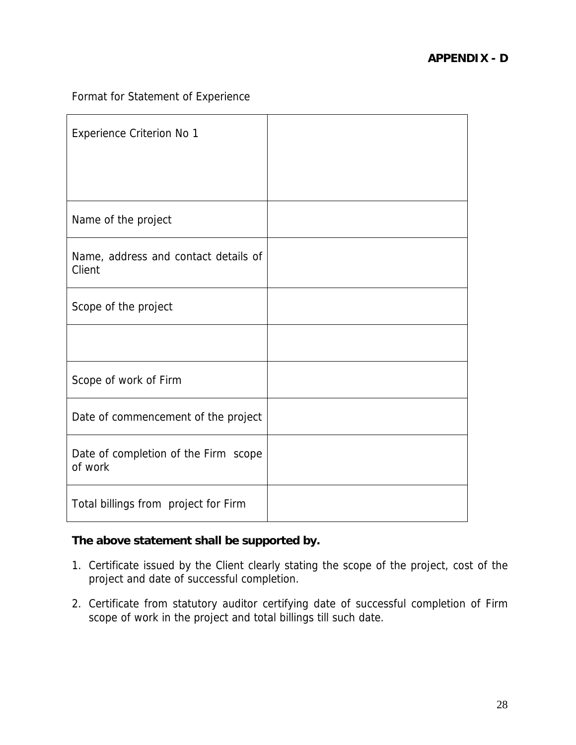**APPENDIX - D**

Format for Statement of Experience

| Experience Criterion No 1 | |
|---|---|
| Name of the project | |
| Name, address and contact details of Client | |
| Scope of the project | |
| | |
| Scope of work of Firm | |
| Date of commencement of the project | |
| Date of completion of the Firm scope of work | |
| Total billings from project for Firm | |

**The above statement shall be supported by.**

1. Certificate issued by the Client clearly stating the scope of the project, cost of the project and date of successful completion.
2. Certificate from statutory auditor certifying date of successful completion of Firm scope of work in the project and total billings till such date.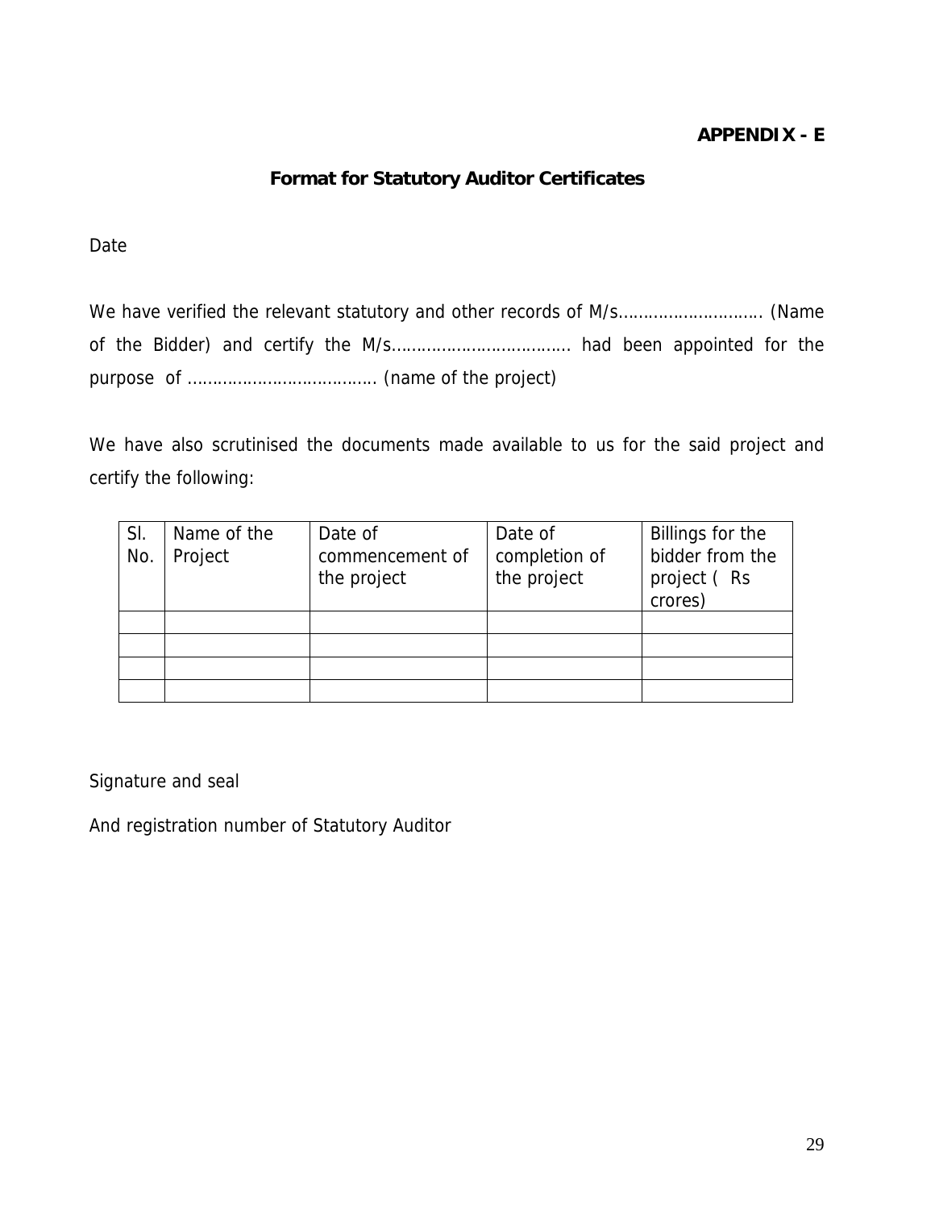**APPENDIX - E**

## Format for Statutory Auditor Certificates

Date

We have verified the relevant statutory and other records of M/s………………………. (Name of the Bidder) and certify the M/s……………………………… had been appointed for the purpose of ………………………………. (name of the project)

We have also scrutinised the documents made available to us for the said project and certify the following:

| Sl. No. | Name of the Project | Date of commencement of the project | Date of completion of the project | Billings for the bidder from the project ( Rs crores) |
|---|---|---|---|---|
| | | | | |
| | | | | |
| | | | | |
| | | | | |

Signature and seal

And registration number of Statutory Auditor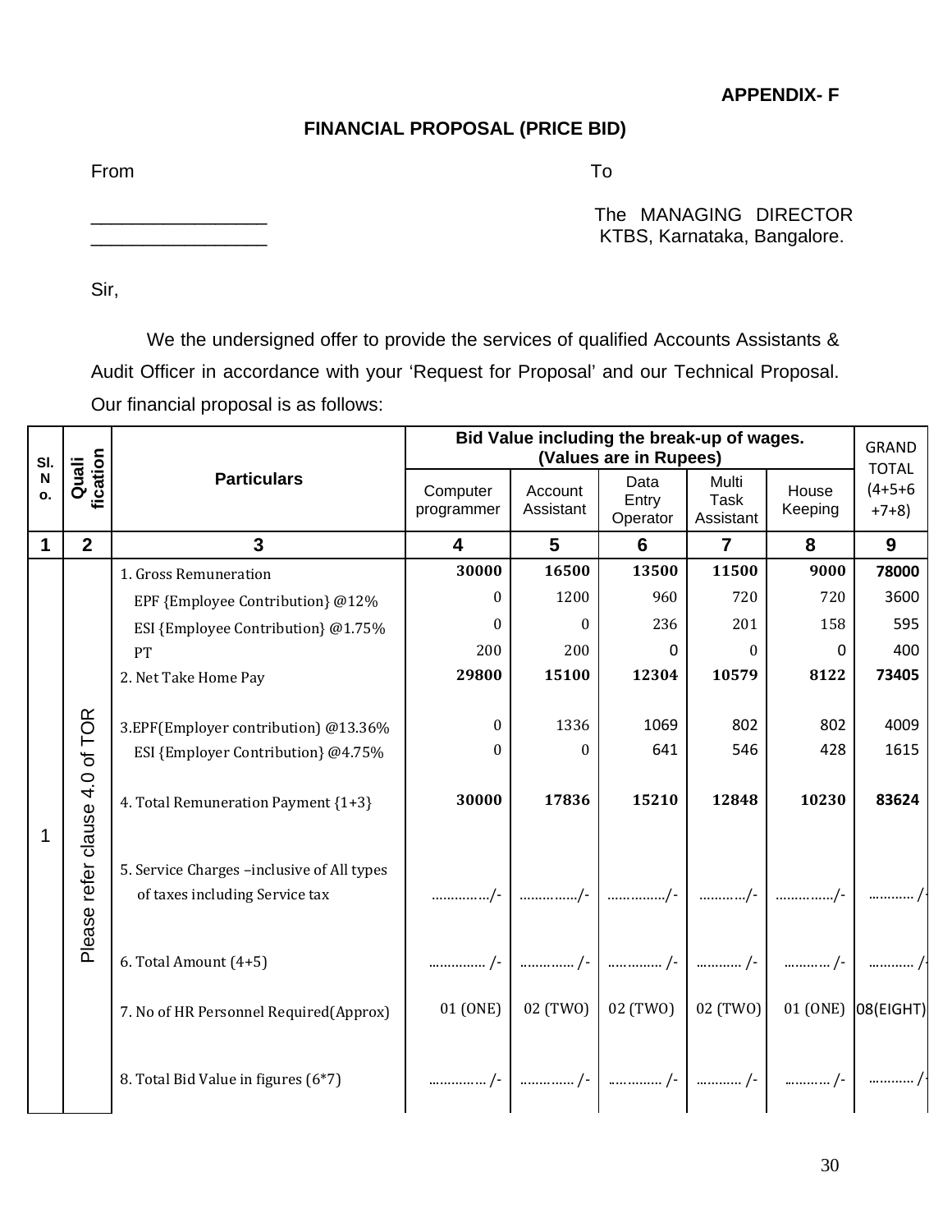**APPENDIX- F**

## FINANCIAL PROPOSAL (PRICE BID)

From

\_\_\_\_\_\_\_\_\_\_\_\_\_\_\_\_\_

\_\_\_\_\_\_\_\_\_\_\_\_\_\_\_\_\_

To

The MANAGING DIRECTOR
KTBS, Karnataka, Bangalore.

Sir,

We the undersigned offer to provide the services of qualified Accounts Assistants & Audit Officer in accordance with your 'Request for Proposal' and our Technical Proposal. Our financial proposal is as follows:

| Sl. No. | Qualification | Particulars | Bid Value including the break-up of wages. (Values are in Rupees) | | | | | GRAND TOTAL (4+5+6+7+8) |
|---|---|---|---|---|---|---|---|---|
| | | | Computer programmer | Account Assistant | Data Entry Operator | Multi Task Assistant | House Keeping | |
| **1** | **2** | **3** | **4** | **5** | **6** | **7** | **8** | **9** |
| 1 | Please refer clause 4.0 of TOR | 1. Gross Remuneration | **30000** | **16500** | **13500** | **11500** | **9000** | **78000** |
| | | EPF {Employee Contribution} @12% | 0 | 1200 | 960 | 720 | 720 | 3600 |
| | | ESI {Employee Contribution} @1.75% | 0 | 0 | 236 | 201 | 158 | 595 |
| | | PT | 200 | 200 | 0 | 0 | 0 | 400 |
| | | 2. Net Take Home Pay | **29800** | **15100** | **12304** | **10579** | **8122** | **73405** |
| | | 3.EPF(Employer contribution) @13.36% | 0 | 1336 | 1069 | 802 | 802 | 4009 |
| | | ESI {Employer Contribution} @4.75% | 0 | 0 | 641 | 546 | 428 | 1615 |
| | | 4. Total Remuneration Payment {1+3} | **30000** | **17836** | **15210** | **12848** | **10230** | **83624** |
| | | 5. Service Charges –inclusive of All types of taxes including Service tax | ……………/- | ……………/- | ……………/- | …………/- | ……………/- | ………… /- |
| | | 6. Total Amount (4+5) | …………… /- | ………….. /- | ………….. /- | ………… /- | ………… /- | ………… /- |
| | | 7. No of HR Personnel Required(Approx) | 01 (ONE) | 02 (TWO) | 02 (TWO) | 02 (TWO) | 01 (ONE) | 08(EIGHT) |
| | | 8. Total Bid Value in figures (6*7) | …………… /- | ………….. /- | ………….. /- | ………… /- | ………… /- | ………… /- |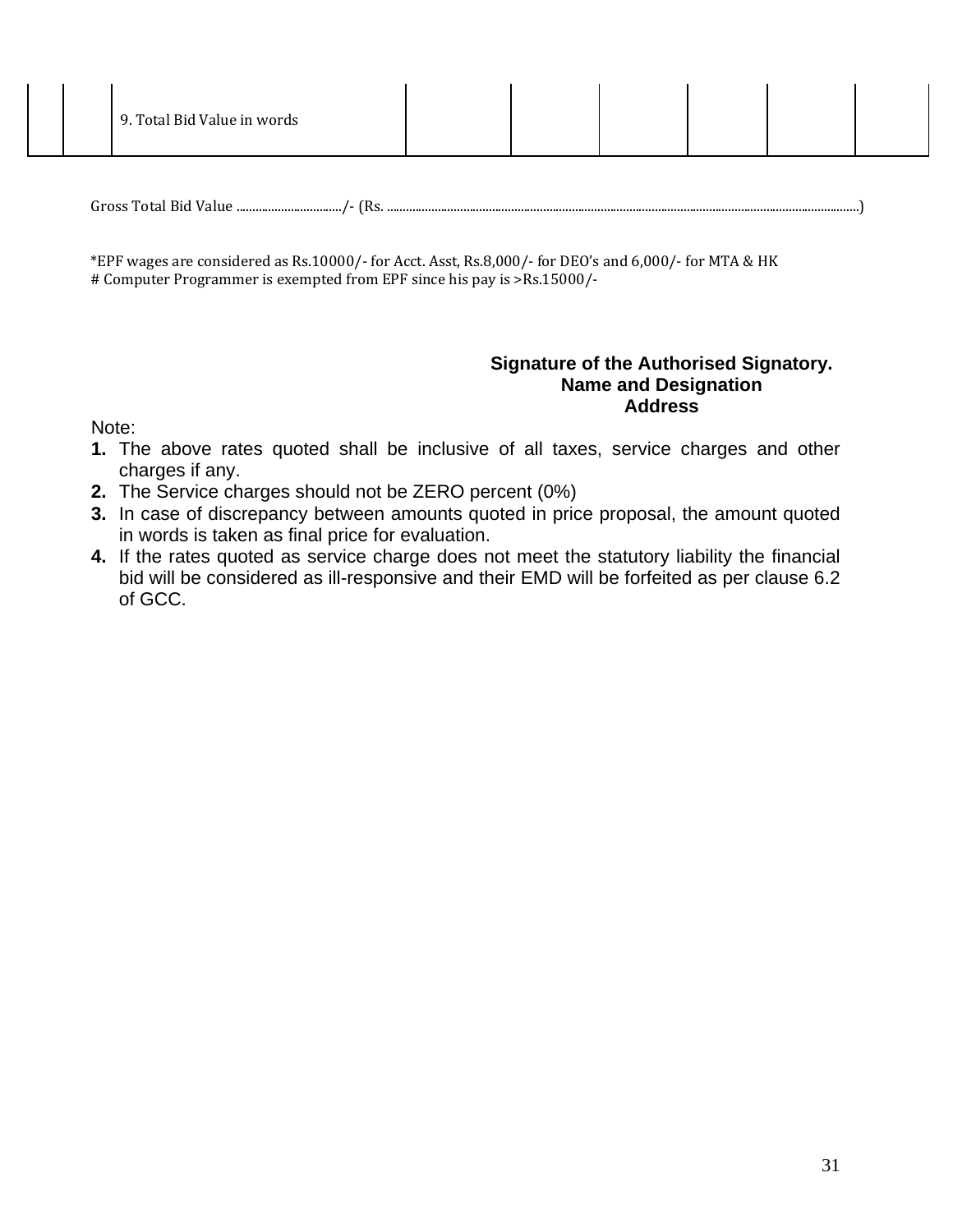| | | | | | | | | |
|---|---|---|---|---|---|---|---|---|
| | | 9. Total Bid Value in words | | | | | | |

Gross Total Bid Value ................................/- (Rs. ....................................................................................................................................................................)

*EPF wages are considered as Rs.10000/- for Acct. Asst, Rs.8,000/- for DEO's and 6,000/- for MTA & HK
# Computer Programmer is exempted from EPF since his pay is >Rs.15000/-

**Signature of the Authorised Signatory.**
**Name and Designation**
**Address**

Note:

1. The above rates quoted shall be inclusive of all taxes, service charges and other charges if any.
2. The Service charges should not be ZERO percent (0%)
3. In case of discrepancy between amounts quoted in price proposal, the amount quoted in words is taken as final price for evaluation.
4. If the rates quoted as service charge does not meet the statutory liability the financial bid will be considered as ill-responsive and their EMD will be forfeited as per clause 6.2 of GCC.